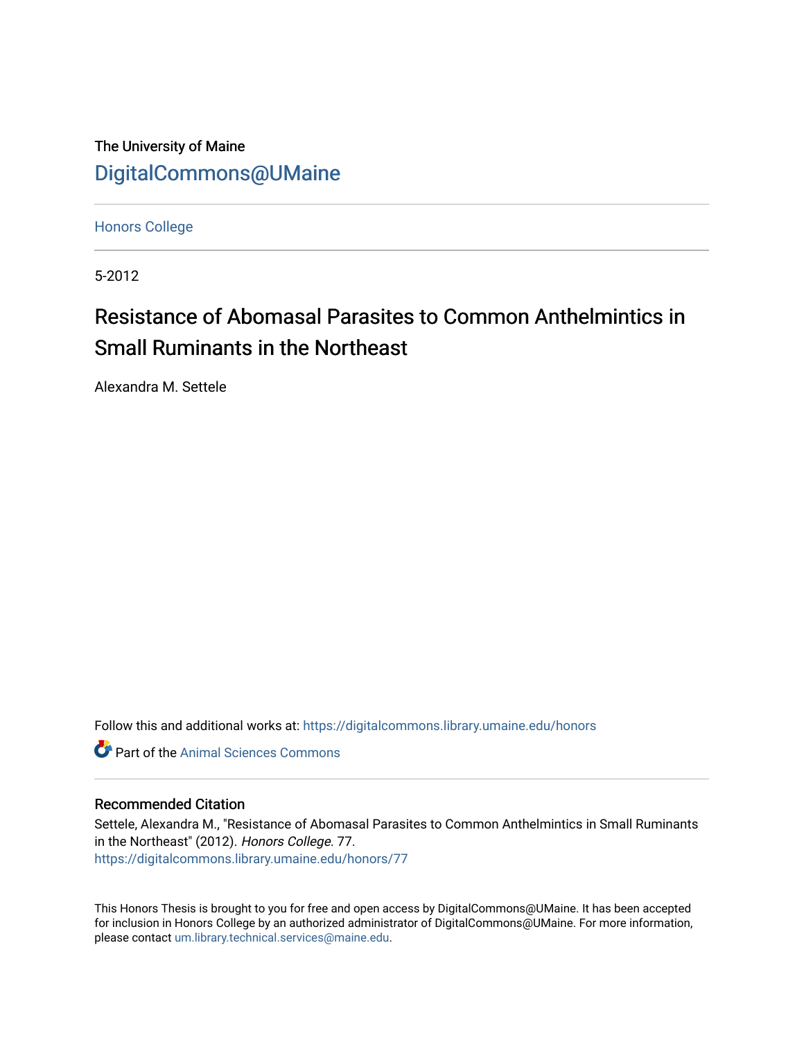The University of Maine

DigitalCommons@UMaine

Honors College

5-2012

# Resistance of Abomasal Parasites to Common Anthelmintics in Small Ruminants in the Northeast

Alexandra M. Settele

Follow this and additional works at: https://digitalcommons.library.umaine.edu/honors

Part of the Animal Sciences Commons

## Recommended Citation

Settele, Alexandra M., "Resistance of Abomasal Parasites to Common Anthelmintics in Small Ruminants in the Northeast" (2012). *Honors College*. 77.
https://digitalcommons.library.umaine.edu/honors/77

This Honors Thesis is brought to you for free and open access by DigitalCommons@UMaine. It has been accepted for inclusion in Honors College by an authorized administrator of DigitalCommons@UMaine. For more information, please contact um.library.technical.services@maine.edu.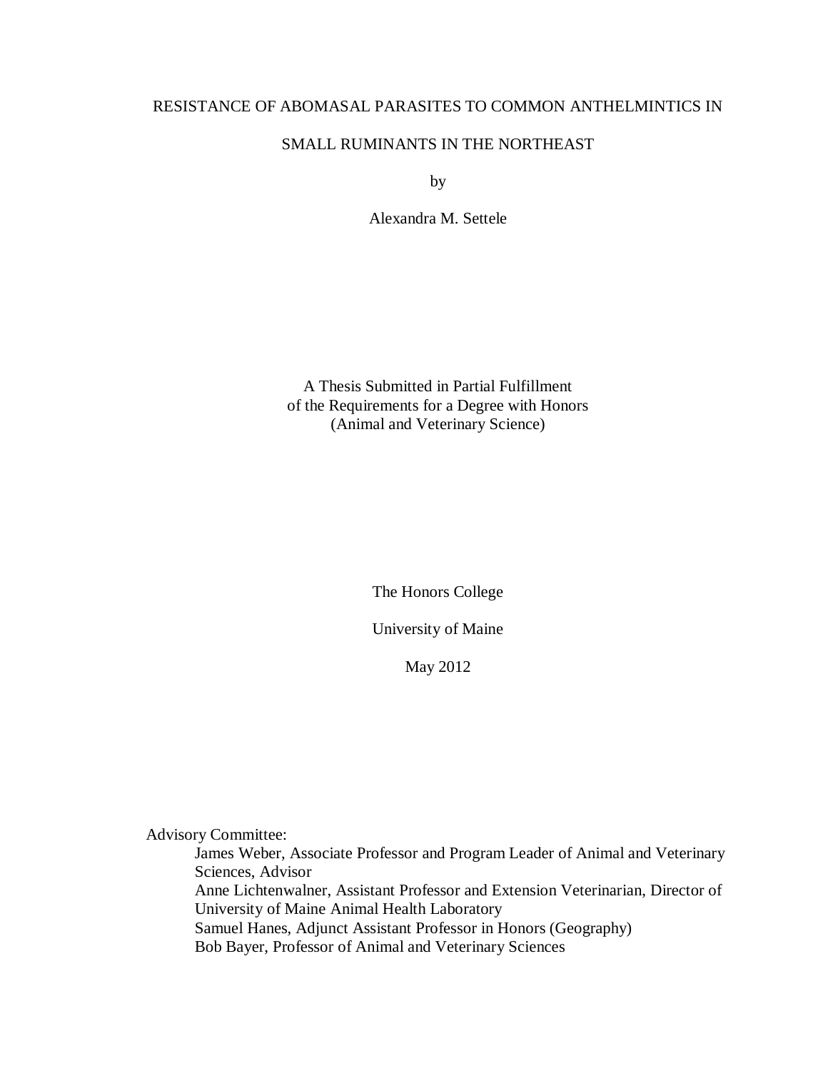# RESISTANCE OF ABOMASAL PARASITES TO COMMON ANTHELMINTICS IN SMALL RUMINANTS IN THE NORTHEAST

by

Alexandra M. Settele

A Thesis Submitted in Partial Fulfillment
of the Requirements for a Degree with Honors
(Animal and Veterinary Science)

The Honors College

University of Maine

May 2012

Advisory Committee:

- James Weber, Associate Professor and Program Leader of Animal and Veterinary Sciences, Advisor
- Anne Lichtenwalner, Assistant Professor and Extension Veterinarian, Director of University of Maine Animal Health Laboratory
- Samuel Hanes, Adjunct Assistant Professor in Honors (Geography)
- Bob Bayer, Professor of Animal and Veterinary Sciences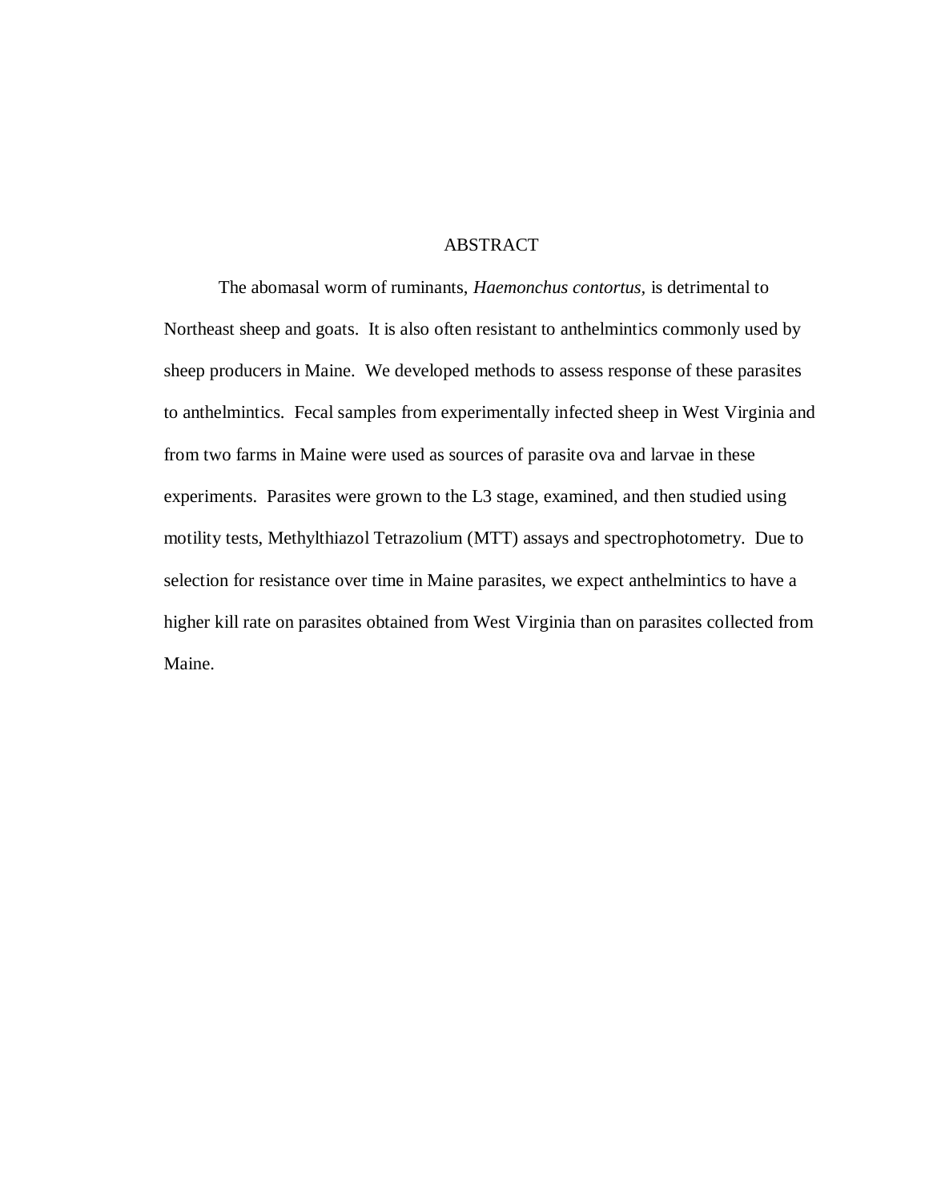# ABSTRACT

The abomasal worm of ruminants, *Haemonchus contortus,* is detrimental to Northeast sheep and goats. It is also often resistant to anthelmintics commonly used by sheep producers in Maine. We developed methods to assess response of these parasites to anthelmintics. Fecal samples from experimentally infected sheep in West Virginia and from two farms in Maine were used as sources of parasite ova and larvae in these experiments. Parasites were grown to the L3 stage, examined, and then studied using motility tests, Methylthiazol Tetrazolium (MTT) assays and spectrophotometry. Due to selection for resistance over time in Maine parasites, we expect anthelmintics to have a higher kill rate on parasites obtained from West Virginia than on parasites collected from Maine.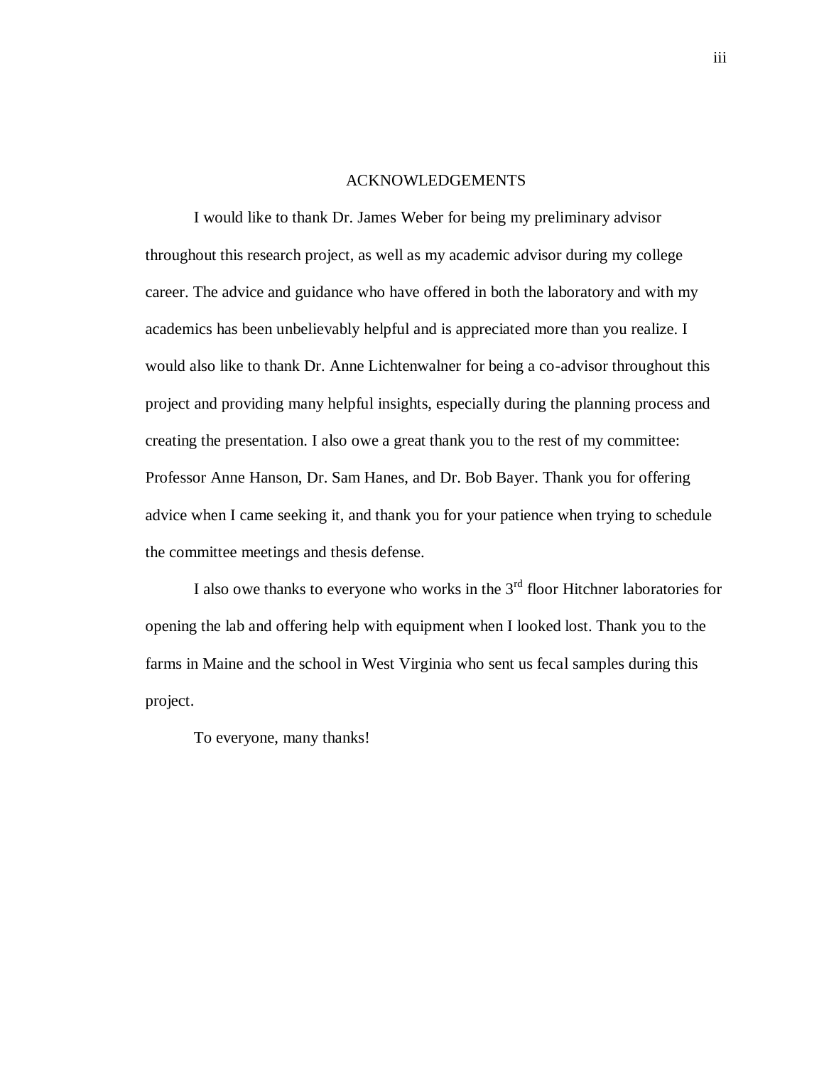# ACKNOWLEDGEMENTS

I would like to thank Dr. James Weber for being my preliminary advisor throughout this research project, as well as my academic advisor during my college career. The advice and guidance who have offered in both the laboratory and with my academics has been unbelievably helpful and is appreciated more than you realize. I would also like to thank Dr. Anne Lichtenwalner for being a co-advisor throughout this project and providing many helpful insights, especially during the planning process and creating the presentation. I also owe a great thank you to the rest of my committee: Professor Anne Hanson, Dr. Sam Hanes, and Dr. Bob Bayer. Thank you for offering advice when I came seeking it, and thank you for your patience when trying to schedule the committee meetings and thesis defense.

I also owe thanks to everyone who works in the 3rd floor Hitchner laboratories for opening the lab and offering help with equipment when I looked lost. Thank you to the farms in Maine and the school in West Virginia who sent us fecal samples during this project.

To everyone, many thanks!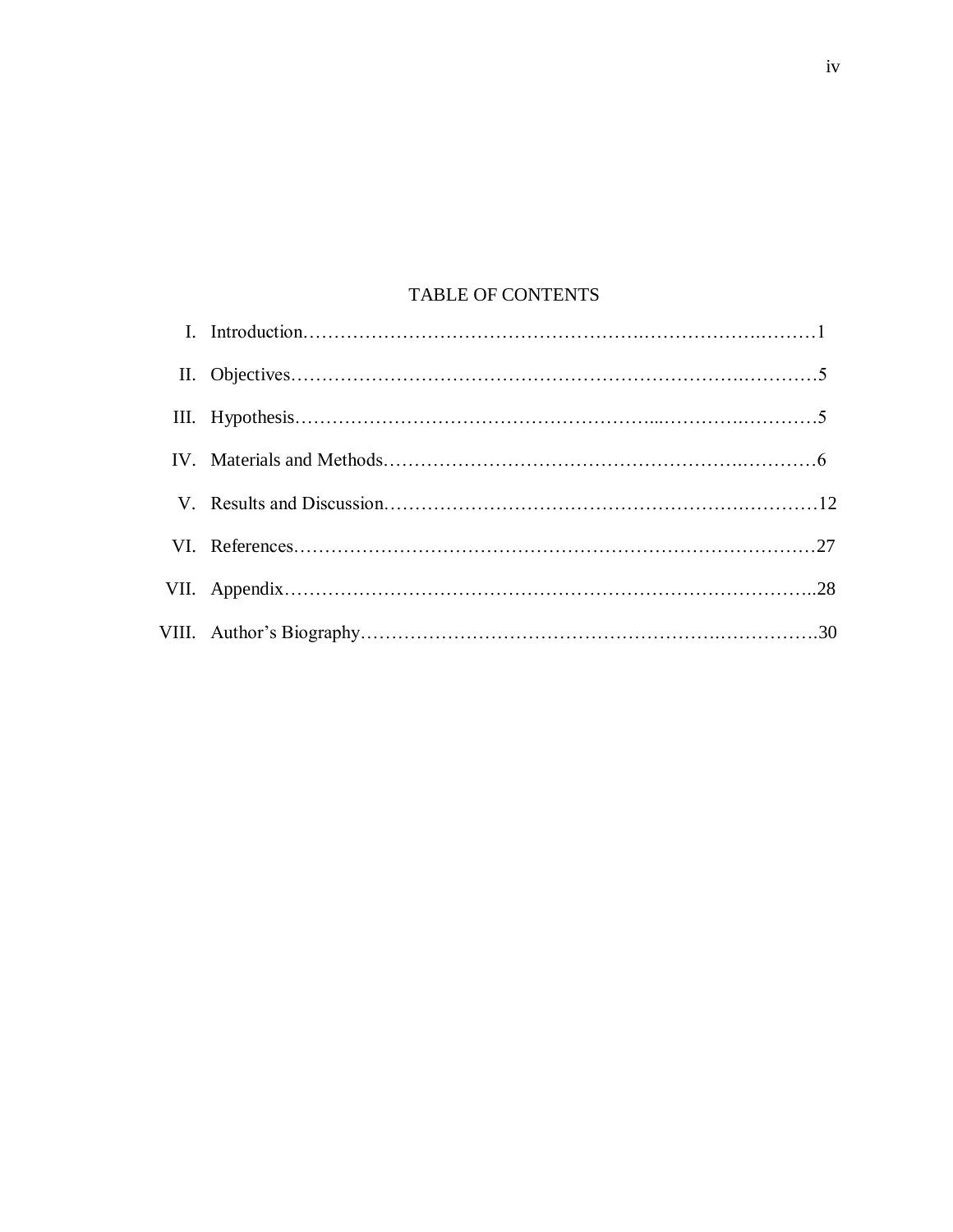# TABLE OF CONTENTS

I. Introduction……………………………………………………………………………1

II. Objectives………………………………………………………………………………5

III. Hypothesis………………………………………………………………………………5

IV. Materials and Methods…………………………………………………………………6

V. Results and Discussion…………………………………………………………………12

VI. References………………………………………………………………………………27

VII. Appendix………………………………………………………………………………..28

VIII. Author's Biography……………………………………………………………………….30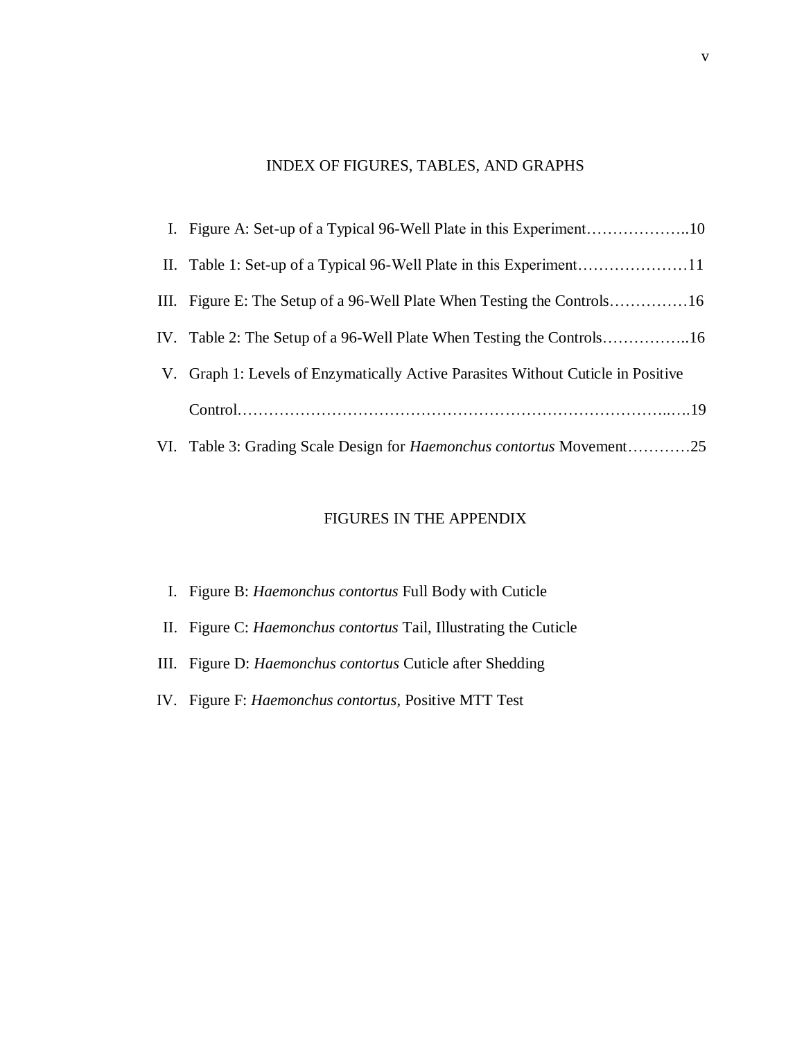# INDEX OF FIGURES, TABLES, AND GRAPHS

I. Figure A: Set-up of a Typical 96-Well Plate in this Experiment………………..10

II. Table 1: Set-up of a Typical 96-Well Plate in this Experiment…………………11

III. Figure E: The Setup of a 96-Well Plate When Testing the Controls……………16

IV. Table 2: The Setup of a 96-Well Plate When Testing the Controls……………..16

V. Graph 1: Levels of Enzymatically Active Parasites Without Cuticle in Positive Control…………………………………………………………………………..….19

VI. Table 3: Grading Scale Design for *Haemonchus contortus* Movement…………25

# FIGURES IN THE APPENDIX

I. Figure B: *Haemonchus contortus* Full Body with Cuticle

II. Figure C: *Haemonchus contortus* Tail, Illustrating the Cuticle

III. Figure D: *Haemonchus contortus* Cuticle after Shedding

IV. Figure F: *Haemonchus contortus*, Positive MTT Test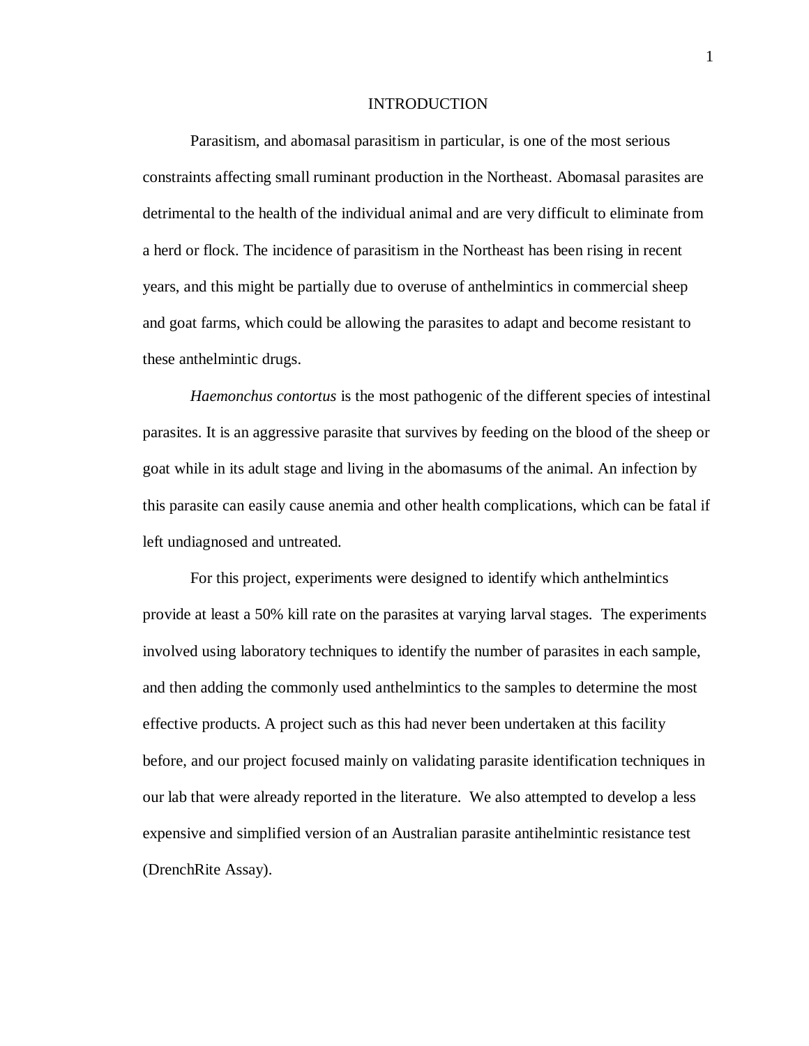# INTRODUCTION

Parasitism, and abomasal parasitism in particular, is one of the most serious constraints affecting small ruminant production in the Northeast. Abomasal parasites are detrimental to the health of the individual animal and are very difficult to eliminate from a herd or flock. The incidence of parasitism in the Northeast has been rising in recent years, and this might be partially due to overuse of anthelmintics in commercial sheep and goat farms, which could be allowing the parasites to adapt and become resistant to these anthelmintic drugs.

*Haemonchus contortus* is the most pathogenic of the different species of intestinal parasites. It is an aggressive parasite that survives by feeding on the blood of the sheep or goat while in its adult stage and living in the abomasums of the animal. An infection by this parasite can easily cause anemia and other health complications, which can be fatal if left undiagnosed and untreated.

For this project, experiments were designed to identify which anthelmintics provide at least a 50% kill rate on the parasites at varying larval stages. The experiments involved using laboratory techniques to identify the number of parasites in each sample, and then adding the commonly used anthelmintics to the samples to determine the most effective products. A project such as this had never been undertaken at this facility before, and our project focused mainly on validating parasite identification techniques in our lab that were already reported in the literature. We also attempted to develop a less expensive and simplified version of an Australian parasite antihelmintic resistance test (DrenchRite Assay).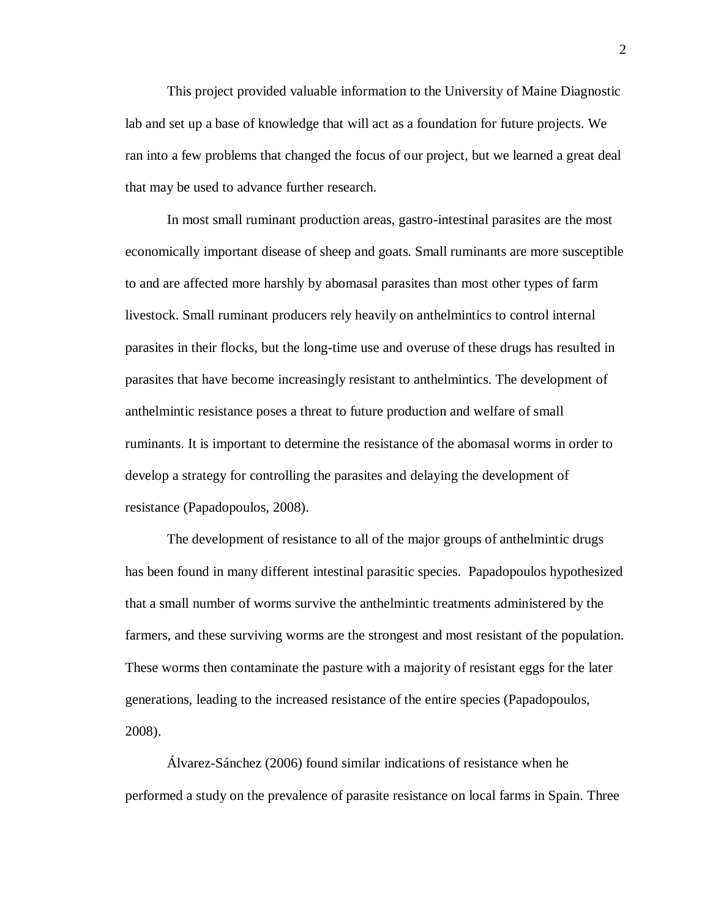This project provided valuable information to the University of Maine Diagnostic lab and set up a base of knowledge that will act as a foundation for future projects. We ran into a few problems that changed the focus of our project, but we learned a great deal that may be used to advance further research.

In most small ruminant production areas, gastro-intestinal parasites are the most economically important disease of sheep and goats. Small ruminants are more susceptible to and are affected more harshly by abomasal parasites than most other types of farm livestock. Small ruminant producers rely heavily on anthelmintics to control internal parasites in their flocks, but the long-time use and overuse of these drugs has resulted in parasites that have become increasingly resistant to anthelmintics. The development of anthelmintic resistance poses a threat to future production and welfare of small ruminants. It is important to determine the resistance of the abomasal worms in order to develop a strategy for controlling the parasites and delaying the development of resistance (Papadopoulos, 2008).

The development of resistance to all of the major groups of anthelmintic drugs has been found in many different intestinal parasitic species. Papadopoulos hypothesized that a small number of worms survive the anthelmintic treatments administered by the farmers, and these surviving worms are the strongest and most resistant of the population. These worms then contaminate the pasture with a majority of resistant eggs for the later generations, leading to the increased resistance of the entire species (Papadopoulos, 2008).

Álvarez-Sánchez (2006) found similar indications of resistance when he performed a study on the prevalence of parasite resistance on local farms in Spain. Three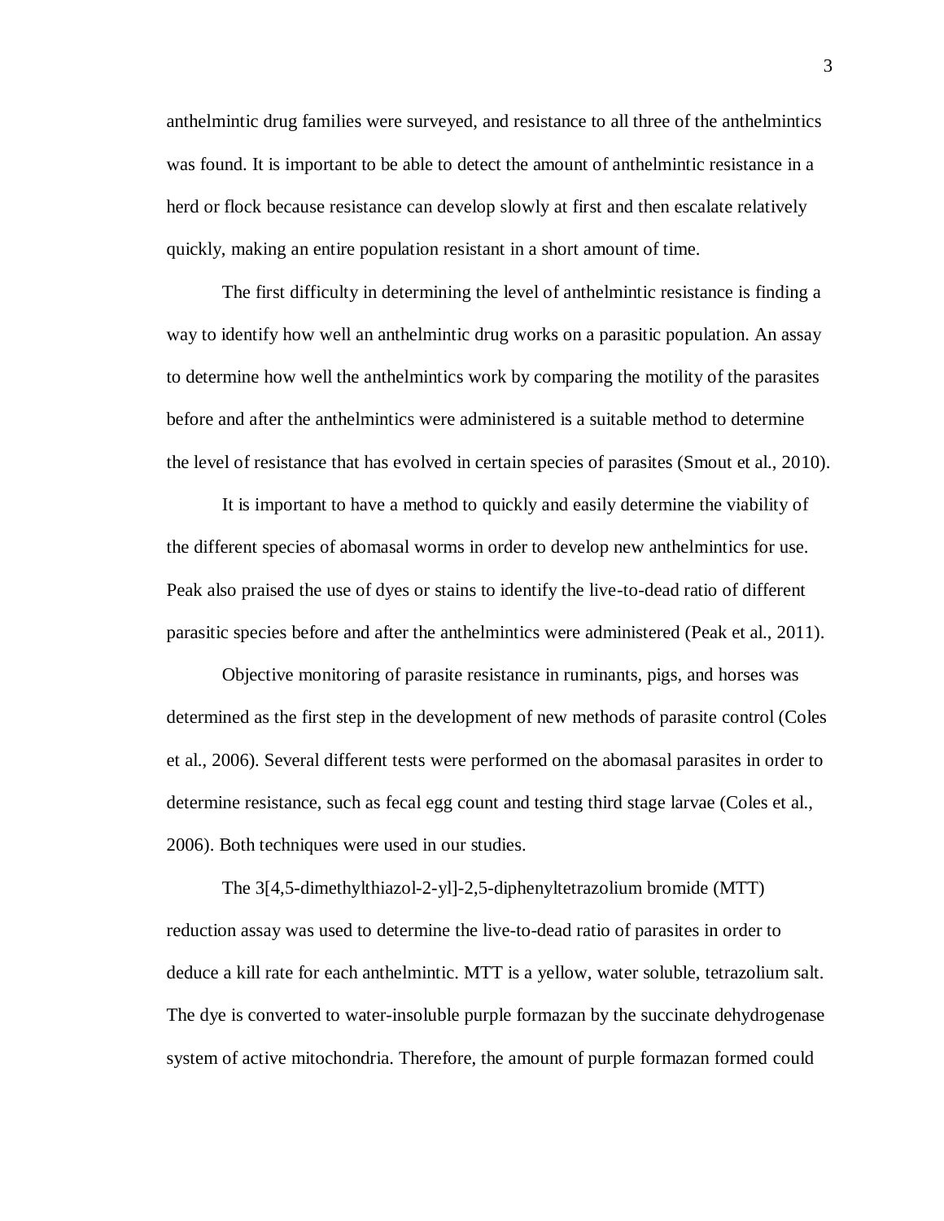anthelmintic drug families were surveyed, and resistance to all three of the anthelmintics was found. It is important to be able to detect the amount of anthelmintic resistance in a herd or flock because resistance can develop slowly at first and then escalate relatively quickly, making an entire population resistant in a short amount of time.

The first difficulty in determining the level of anthelmintic resistance is finding a way to identify how well an anthelmintic drug works on a parasitic population. An assay to determine how well the anthelmintics work by comparing the motility of the parasites before and after the anthelmintics were administered is a suitable method to determine the level of resistance that has evolved in certain species of parasites (Smout et al., 2010).

It is important to have a method to quickly and easily determine the viability of the different species of abomasal worms in order to develop new anthelmintics for use. Peak also praised the use of dyes or stains to identify the live-to-dead ratio of different parasitic species before and after the anthelmintics were administered (Peak et al., 2011).

Objective monitoring of parasite resistance in ruminants, pigs, and horses was determined as the first step in the development of new methods of parasite control (Coles et al., 2006). Several different tests were performed on the abomasal parasites in order to determine resistance, such as fecal egg count and testing third stage larvae (Coles et al., 2006). Both techniques were used in our studies.

The 3[4,5-dimethylthiazol-2-yl]-2,5-diphenyltetrazolium bromide (MTT) reduction assay was used to determine the live-to-dead ratio of parasites in order to deduce a kill rate for each anthelmintic. MTT is a yellow, water soluble, tetrazolium salt. The dye is converted to water-insoluble purple formazan by the succinate dehydrogenase system of active mitochondria. Therefore, the amount of purple formazan formed could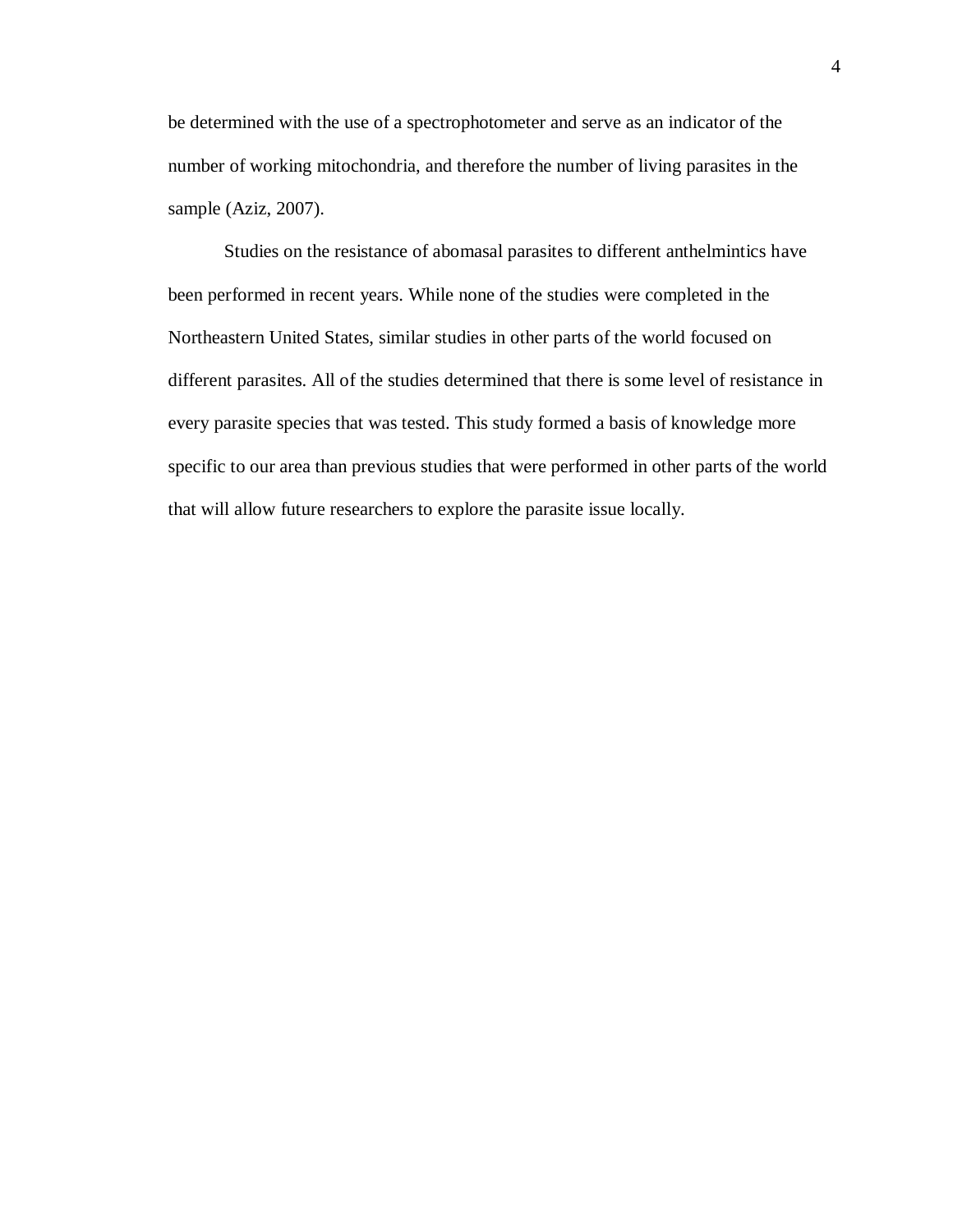be determined with the use of a spectrophotometer and serve as an indicator of the number of working mitochondria, and therefore the number of living parasites in the sample (Aziz, 2007).

Studies on the resistance of abomasal parasites to different anthelmintics have been performed in recent years. While none of the studies were completed in the Northeastern United States, similar studies in other parts of the world focused on different parasites. All of the studies determined that there is some level of resistance in every parasite species that was tested. This study formed a basis of knowledge more specific to our area than previous studies that were performed in other parts of the world that will allow future researchers to explore the parasite issue locally.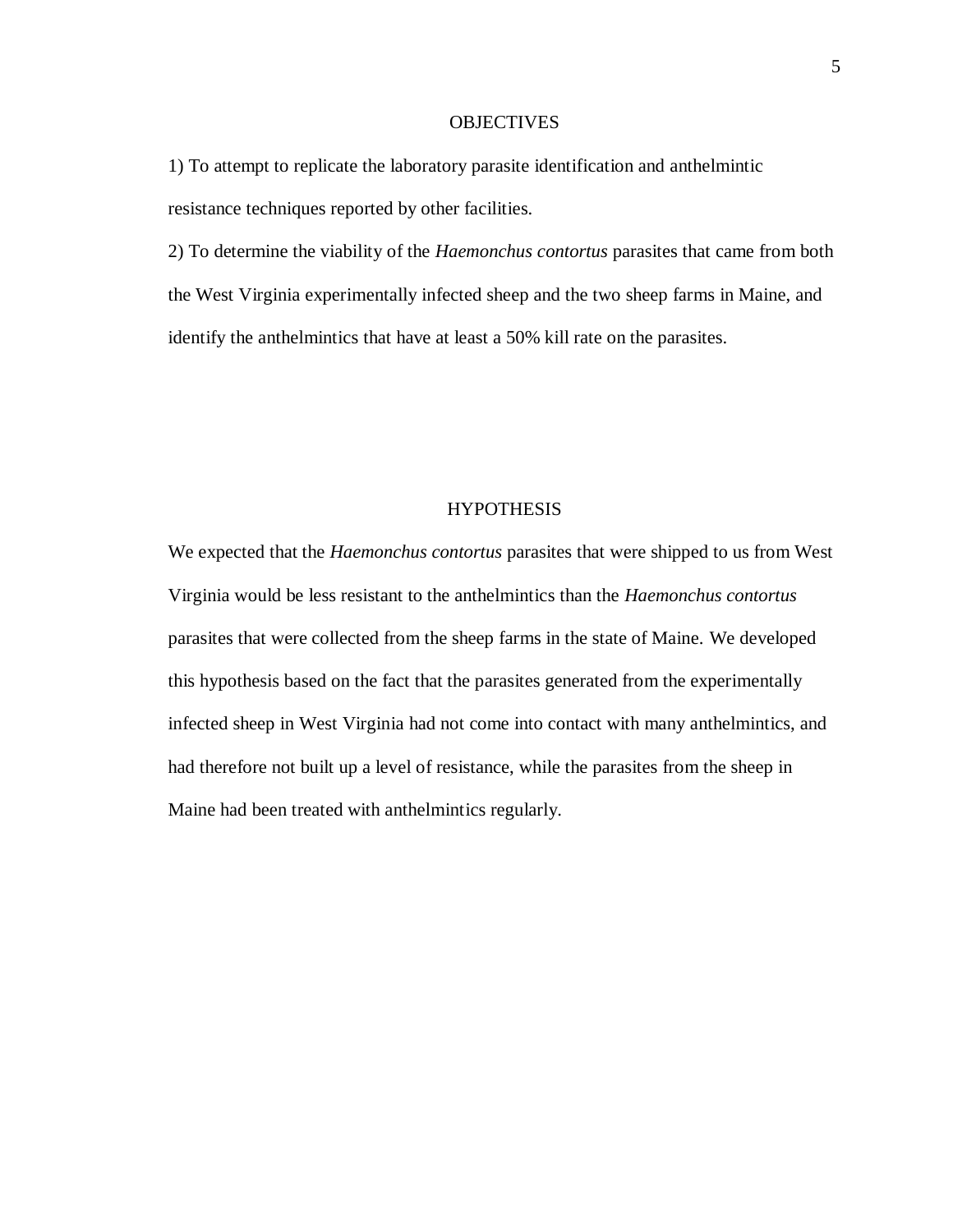## OBJECTIVES

1) To attempt to replicate the laboratory parasite identification and anthelmintic resistance techniques reported by other facilities.

2) To determine the viability of the *Haemonchus contortus* parasites that came from both the West Virginia experimentally infected sheep and the two sheep farms in Maine, and identify the anthelmintics that have at least a 50% kill rate on the parasites.

## HYPOTHESIS

We expected that the *Haemonchus contortus* parasites that were shipped to us from West Virginia would be less resistant to the anthelmintics than the *Haemonchus contortus* parasites that were collected from the sheep farms in the state of Maine. We developed this hypothesis based on the fact that the parasites generated from the experimentally infected sheep in West Virginia had not come into contact with many anthelmintics, and had therefore not built up a level of resistance, while the parasites from the sheep in Maine had been treated with anthelmintics regularly.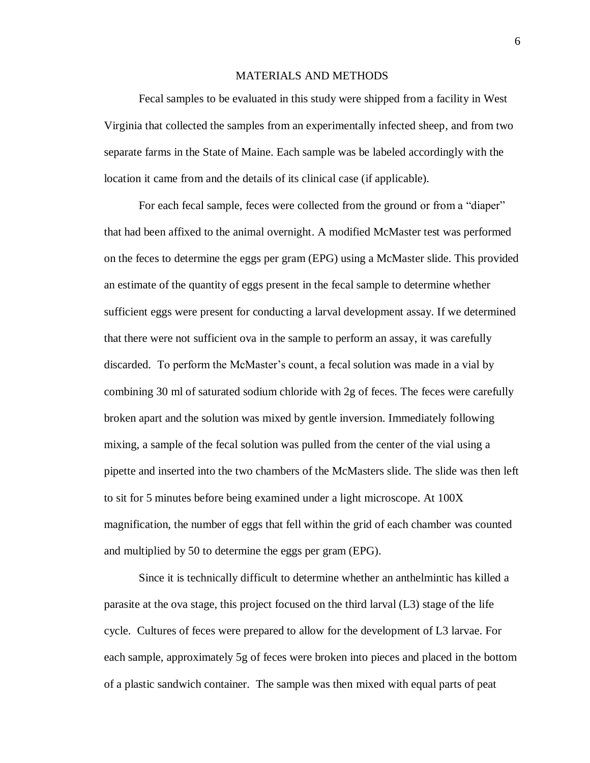## MATERIALS AND METHODS

Fecal samples to be evaluated in this study were shipped from a facility in West Virginia that collected the samples from an experimentally infected sheep, and from two separate farms in the State of Maine. Each sample was be labeled accordingly with the location it came from and the details of its clinical case (if applicable).

For each fecal sample, feces were collected from the ground or from a "diaper" that had been affixed to the animal overnight. A modified McMaster test was performed on the feces to determine the eggs per gram (EPG) using a McMaster slide. This provided an estimate of the quantity of eggs present in the fecal sample to determine whether sufficient eggs were present for conducting a larval development assay. If we determined that there were not sufficient ova in the sample to perform an assay, it was carefully discarded. To perform the McMaster's count, a fecal solution was made in a vial by combining 30 ml of saturated sodium chloride with 2g of feces. The feces were carefully broken apart and the solution was mixed by gentle inversion. Immediately following mixing, a sample of the fecal solution was pulled from the center of the vial using a pipette and inserted into the two chambers of the McMasters slide. The slide was then left to sit for 5 minutes before being examined under a light microscope. At 100X magnification, the number of eggs that fell within the grid of each chamber was counted and multiplied by 50 to determine the eggs per gram (EPG).

Since it is technically difficult to determine whether an anthelmintic has killed a parasite at the ova stage, this project focused on the third larval (L3) stage of the life cycle. Cultures of feces were prepared to allow for the development of L3 larvae. For each sample, approximately 5g of feces were broken into pieces and placed in the bottom of a plastic sandwich container. The sample was then mixed with equal parts of peat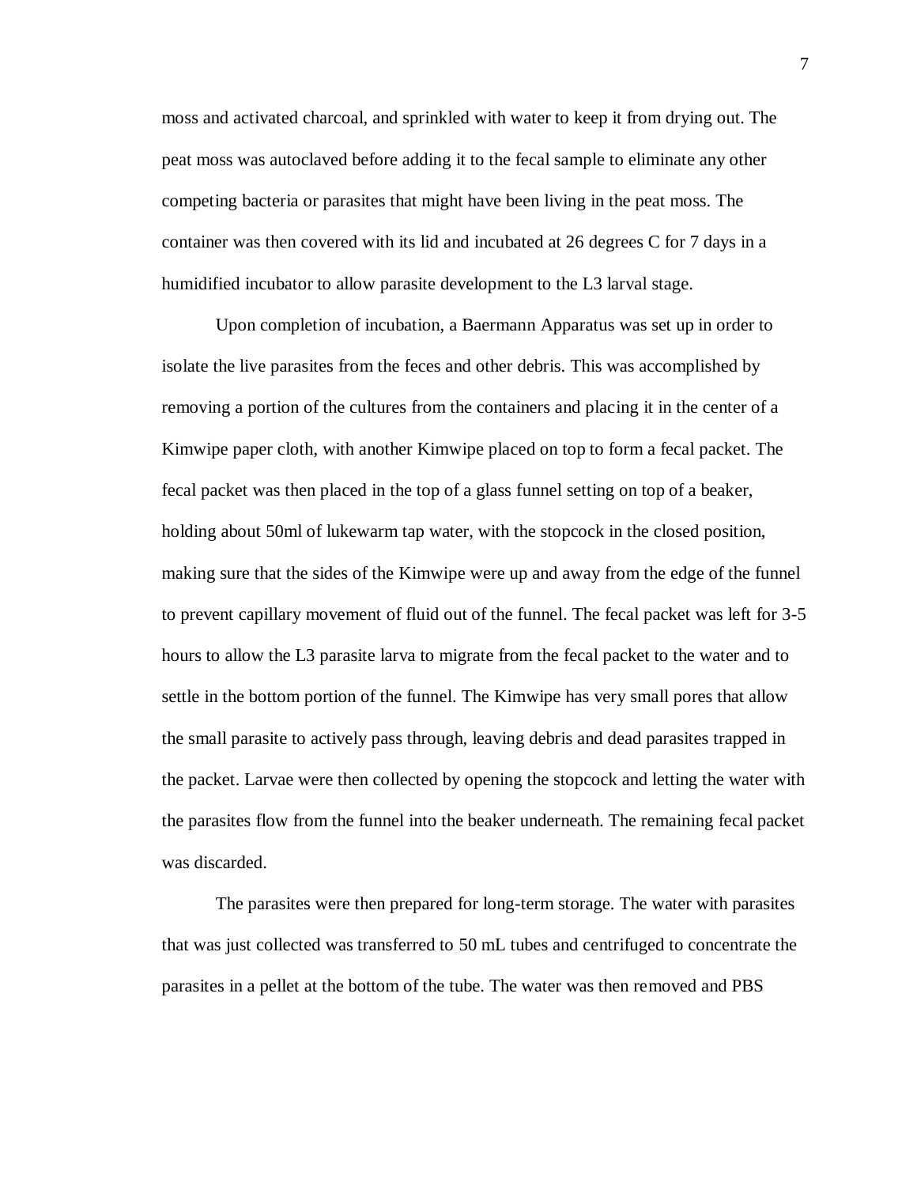moss and activated charcoal, and sprinkled with water to keep it from drying out. The peat moss was autoclaved before adding it to the fecal sample to eliminate any other competing bacteria or parasites that might have been living in the peat moss. The container was then covered with its lid and incubated at 26 degrees C for 7 days in a humidified incubator to allow parasite development to the L3 larval stage.

Upon completion of incubation, a Baermann Apparatus was set up in order to isolate the live parasites from the feces and other debris. This was accomplished by removing a portion of the cultures from the containers and placing it in the center of a Kimwipe paper cloth, with another Kimwipe placed on top to form a fecal packet. The fecal packet was then placed in the top of a glass funnel setting on top of a beaker, holding about 50ml of lukewarm tap water, with the stopcock in the closed position, making sure that the sides of the Kimwipe were up and away from the edge of the funnel to prevent capillary movement of fluid out of the funnel. The fecal packet was left for 3-5 hours to allow the L3 parasite larva to migrate from the fecal packet to the water and to settle in the bottom portion of the funnel. The Kimwipe has very small pores that allow the small parasite to actively pass through, leaving debris and dead parasites trapped in the packet. Larvae were then collected by opening the stopcock and letting the water with the parasites flow from the funnel into the beaker underneath. The remaining fecal packet was discarded.

The parasites were then prepared for long-term storage. The water with parasites that was just collected was transferred to 50 mL tubes and centrifuged to concentrate the parasites in a pellet at the bottom of the tube. The water was then removed and PBS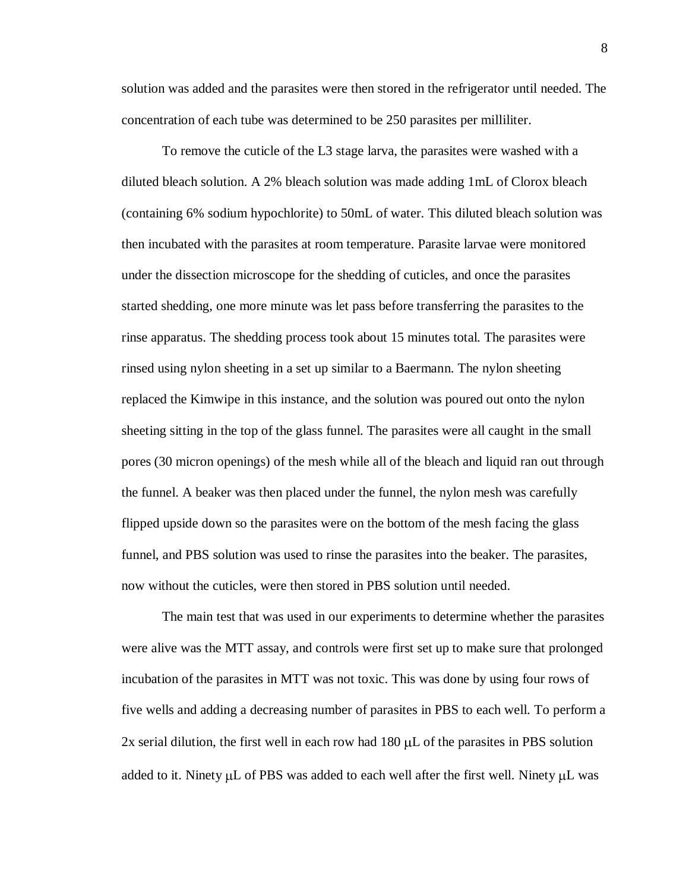solution was added and the parasites were then stored in the refrigerator until needed. The concentration of each tube was determined to be 250 parasites per milliliter.

To remove the cuticle of the L3 stage larva, the parasites were washed with a diluted bleach solution. A 2% bleach solution was made adding 1mL of Clorox bleach (containing 6% sodium hypochlorite) to 50mL of water. This diluted bleach solution was then incubated with the parasites at room temperature. Parasite larvae were monitored under the dissection microscope for the shedding of cuticles, and once the parasites started shedding, one more minute was let pass before transferring the parasites to the rinse apparatus. The shedding process took about 15 minutes total. The parasites were rinsed using nylon sheeting in a set up similar to a Baermann. The nylon sheeting replaced the Kimwipe in this instance, and the solution was poured out onto the nylon sheeting sitting in the top of the glass funnel. The parasites were all caught in the small pores (30 micron openings) of the mesh while all of the bleach and liquid ran out through the funnel. A beaker was then placed under the funnel, the nylon mesh was carefully flipped upside down so the parasites were on the bottom of the mesh facing the glass funnel, and PBS solution was used to rinse the parasites into the beaker. The parasites, now without the cuticles, were then stored in PBS solution until needed.

The main test that was used in our experiments to determine whether the parasites were alive was the MTT assay, and controls were first set up to make sure that prolonged incubation of the parasites in MTT was not toxic. This was done by using four rows of five wells and adding a decreasing number of parasites in PBS to each well. To perform a 2x serial dilution, the first well in each row had 180 μL of the parasites in PBS solution added to it. Ninety μL of PBS was added to each well after the first well. Ninety μL was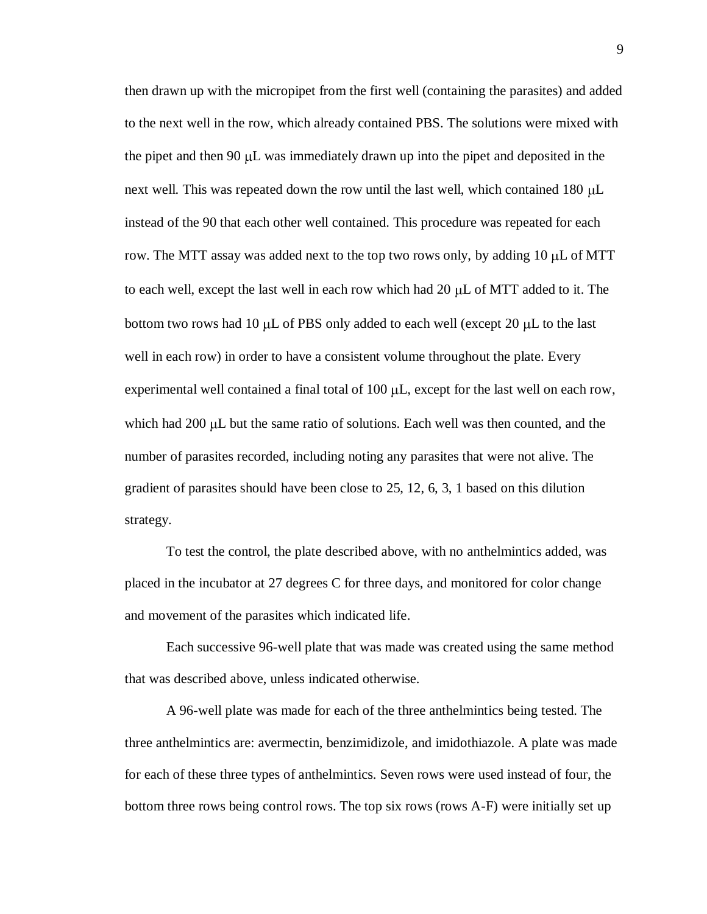then drawn up with the micropipet from the first well (containing the parasites) and added to the next well in the row, which already contained PBS. The solutions were mixed with the pipet and then 90 μL was immediately drawn up into the pipet and deposited in the next well. This was repeated down the row until the last well, which contained 180 μL instead of the 90 that each other well contained. This procedure was repeated for each row. The MTT assay was added next to the top two rows only, by adding 10 μL of MTT to each well, except the last well in each row which had 20 μL of MTT added to it. The bottom two rows had 10 μL of PBS only added to each well (except 20 μL to the last well in each row) in order to have a consistent volume throughout the plate. Every experimental well contained a final total of 100 μL, except for the last well on each row, which had 200 μL but the same ratio of solutions. Each well was then counted, and the number of parasites recorded, including noting any parasites that were not alive. The gradient of parasites should have been close to 25, 12, 6, 3, 1 based on this dilution strategy.

To test the control, the plate described above, with no anthelmintics added, was placed in the incubator at 27 degrees C for three days, and monitored for color change and movement of the parasites which indicated life.

Each successive 96-well plate that was made was created using the same method that was described above, unless indicated otherwise.

A 96-well plate was made for each of the three anthelmintics being tested. The three anthelmintics are: avermectin, benzimidizole, and imidothiazole. A plate was made for each of these three types of anthelmintics. Seven rows were used instead of four, the bottom three rows being control rows. The top six rows (rows A-F) were initially set up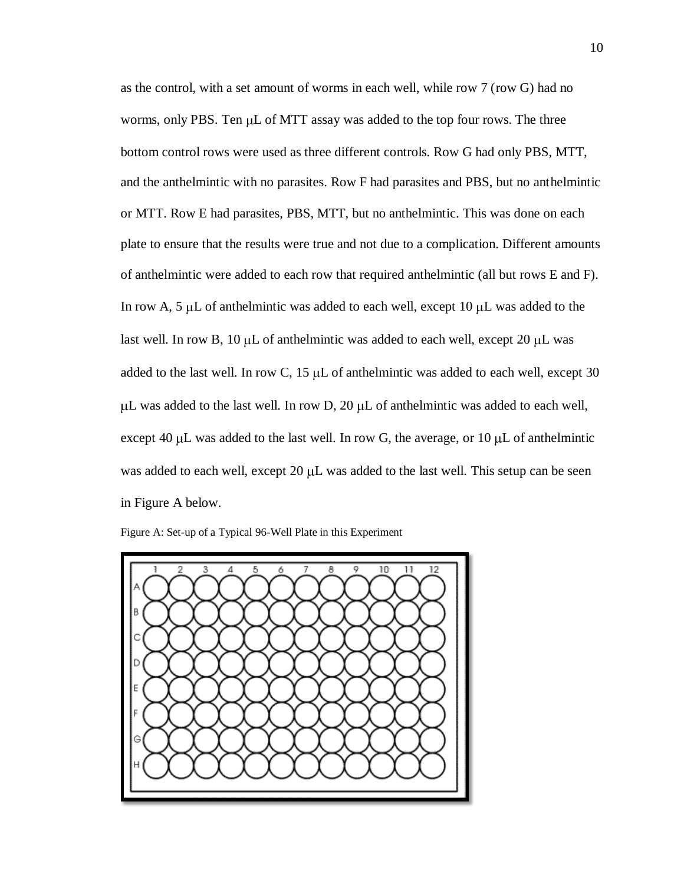as the control, with a set amount of worms in each well, while row 7 (row G) had no worms, only PBS. Ten μL of MTT assay was added to the top four rows. The three bottom control rows were used as three different controls. Row G had only PBS, MTT, and the anthelmintic with no parasites. Row F had parasites and PBS, but no anthelmintic or MTT. Row E had parasites, PBS, MTT, but no anthelmintic. This was done on each plate to ensure that the results were true and not due to a complication. Different amounts of anthelmintic were added to each row that required anthelmintic (all but rows E and F). In row A, 5 μL of anthelmintic was added to each well, except 10 μL was added to the last well. In row B, 10 μL of anthelmintic was added to each well, except 20 μL was added to the last well. In row C, 15 μL of anthelmintic was added to each well, except 30 μL was added to the last well. In row D, 20 μL of anthelmintic was added to each well, except 40 μL was added to the last well. In row G, the average, or 10 μL of anthelmintic was added to each well, except 20 μL was added to the last well. This setup can be seen in Figure A below.

Figure A: Set-up of a Typical 96-Well Plate in this Experiment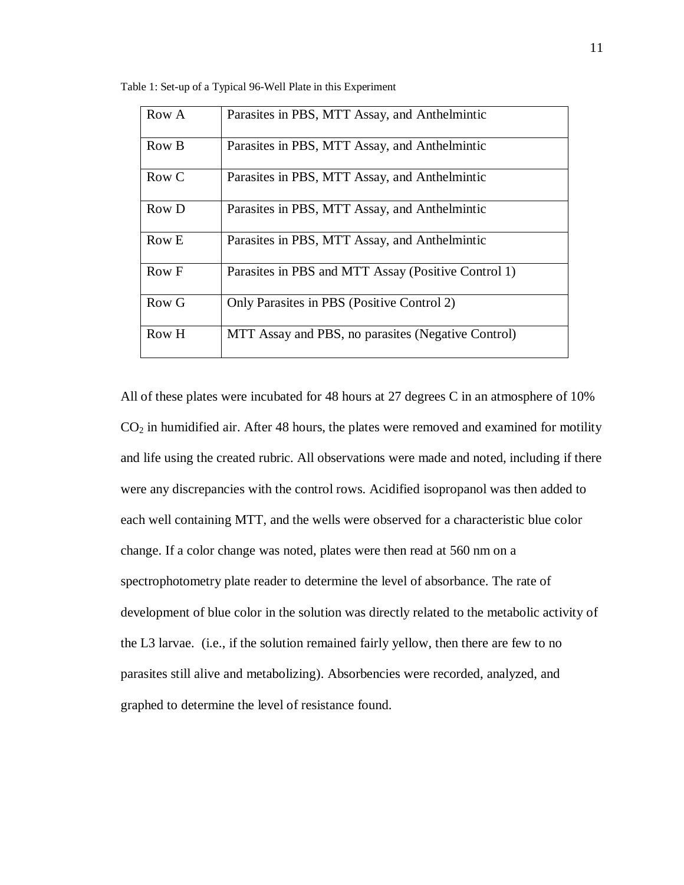Table 1: Set-up of a Typical 96-Well Plate in this Experiment

| | |
|---|---|
| Row A | Parasites in PBS, MTT Assay, and Anthelmintic |
| Row B | Parasites in PBS, MTT Assay, and Anthelmintic |
| Row C | Parasites in PBS, MTT Assay, and Anthelmintic |
| Row D | Parasites in PBS, MTT Assay, and Anthelmintic |
| Row E | Parasites in PBS, MTT Assay, and Anthelmintic |
| Row F | Parasites in PBS and MTT Assay (Positive Control 1) |
| Row G | Only Parasites in PBS (Positive Control 2) |
| Row H | MTT Assay and PBS, no parasites (Negative Control) |

All of these plates were incubated for 48 hours at 27 degrees C in an atmosphere of 10% $CO_2$ in humidified air. After 48 hours, the plates were removed and examined for motility and life using the created rubric. All observations were made and noted, including if there were any discrepancies with the control rows. Acidified isopropanol was then added to each well containing MTT, and the wells were observed for a characteristic blue color change. If a color change was noted, plates were then read at 560 nm on a spectrophotometry plate reader to determine the level of absorbance. The rate of development of blue color in the solution was directly related to the metabolic activity of the L3 larvae. (i.e., if the solution remained fairly yellow, then there are few to no parasites still alive and metabolizing). Absorbencies were recorded, analyzed, and graphed to determine the level of resistance found.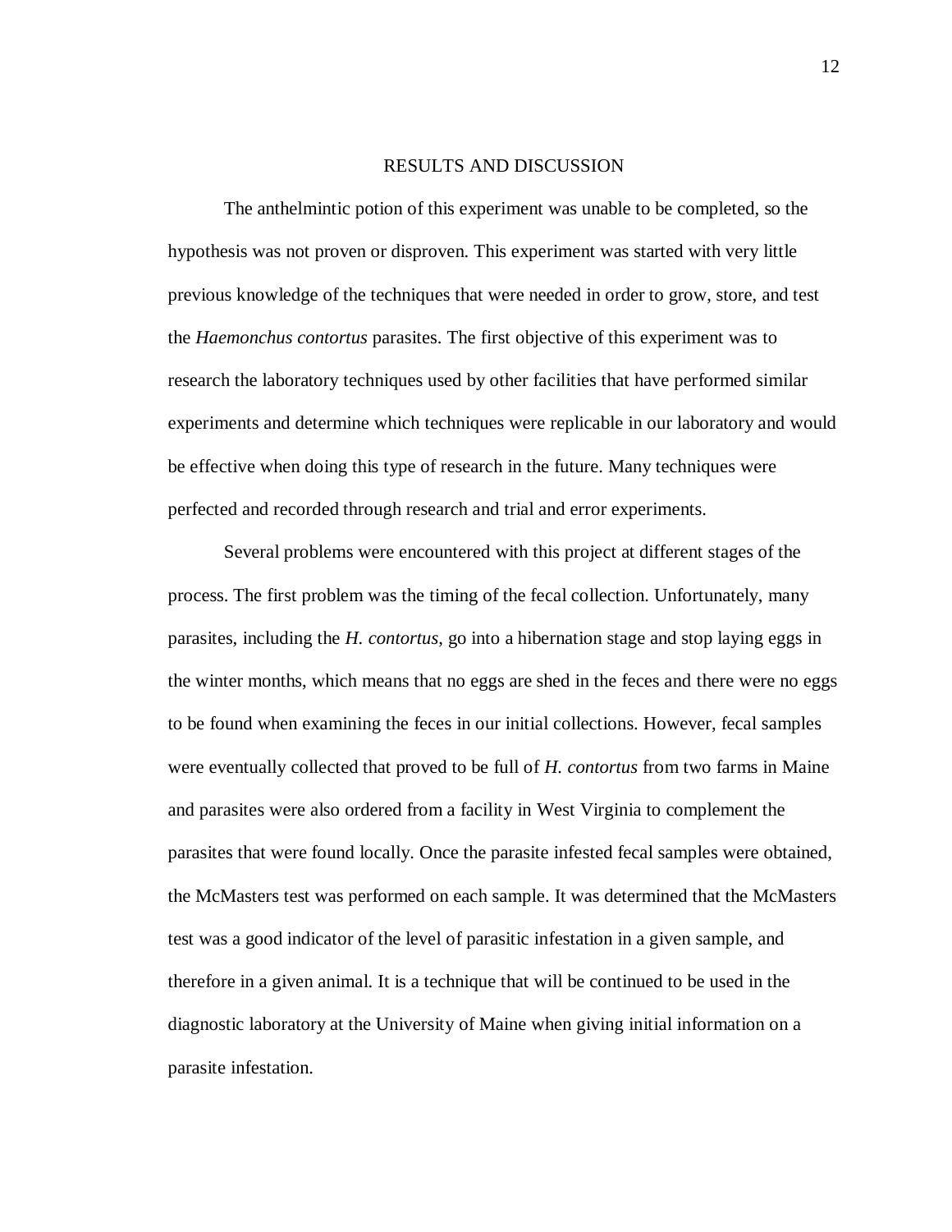## RESULTS AND DISCUSSION

The anthelmintic potion of this experiment was unable to be completed, so the hypothesis was not proven or disproven. This experiment was started with very little previous knowledge of the techniques that were needed in order to grow, store, and test the *Haemonchus contortus* parasites. The first objective of this experiment was to research the laboratory techniques used by other facilities that have performed similar experiments and determine which techniques were replicable in our laboratory and would be effective when doing this type of research in the future. Many techniques were perfected and recorded through research and trial and error experiments.

Several problems were encountered with this project at different stages of the process. The first problem was the timing of the fecal collection. Unfortunately, many parasites, including the *H. contortus*, go into a hibernation stage and stop laying eggs in the winter months, which means that no eggs are shed in the feces and there were no eggs to be found when examining the feces in our initial collections. However, fecal samples were eventually collected that proved to be full of *H. contortus* from two farms in Maine and parasites were also ordered from a facility in West Virginia to complement the parasites that were found locally. Once the parasite infested fecal samples were obtained, the McMasters test was performed on each sample. It was determined that the McMasters test was a good indicator of the level of parasitic infestation in a given sample, and therefore in a given animal. It is a technique that will be continued to be used in the diagnostic laboratory at the University of Maine when giving initial information on a parasite infestation.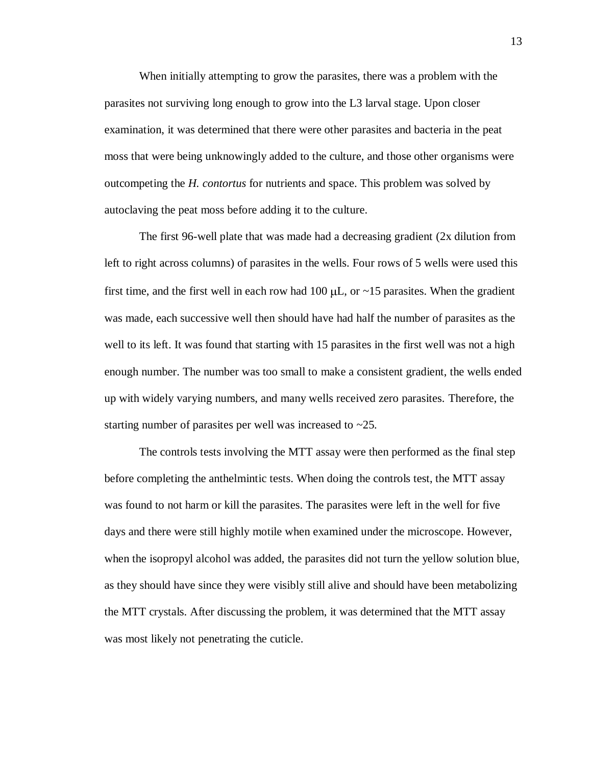When initially attempting to grow the parasites, there was a problem with the parasites not surviving long enough to grow into the L3 larval stage. Upon closer examination, it was determined that there were other parasites and bacteria in the peat moss that were being unknowingly added to the culture, and those other organisms were outcompeting the *H. contortus* for nutrients and space. This problem was solved by autoclaving the peat moss before adding it to the culture.

The first 96-well plate that was made had a decreasing gradient (2x dilution from left to right across columns) of parasites in the wells. Four rows of 5 wells were used this first time, and the first well in each row had 100 μL, or ~15 parasites. When the gradient was made, each successive well then should have had half the number of parasites as the well to its left. It was found that starting with 15 parasites in the first well was not a high enough number. The number was too small to make a consistent gradient, the wells ended up with widely varying numbers, and many wells received zero parasites. Therefore, the starting number of parasites per well was increased to ~25.

The controls tests involving the MTT assay were then performed as the final step before completing the anthelmintic tests. When doing the controls test, the MTT assay was found to not harm or kill the parasites. The parasites were left in the well for five days and there were still highly motile when examined under the microscope. However, when the isopropyl alcohol was added, the parasites did not turn the yellow solution blue, as they should have since they were visibly still alive and should have been metabolizing the MTT crystals. After discussing the problem, it was determined that the MTT assay was most likely not penetrating the cuticle.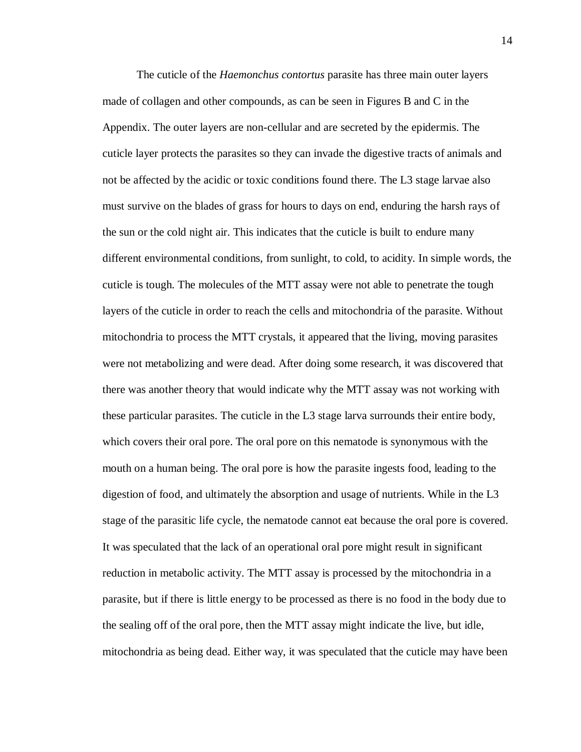The cuticle of the *Haemonchus contortus* parasite has three main outer layers made of collagen and other compounds, as can be seen in Figures B and C in the Appendix. The outer layers are non-cellular and are secreted by the epidermis. The cuticle layer protects the parasites so they can invade the digestive tracts of animals and not be affected by the acidic or toxic conditions found there. The L3 stage larvae also must survive on the blades of grass for hours to days on end, enduring the harsh rays of the sun or the cold night air. This indicates that the cuticle is built to endure many different environmental conditions, from sunlight, to cold, to acidity. In simple words, the cuticle is tough. The molecules of the MTT assay were not able to penetrate the tough layers of the cuticle in order to reach the cells and mitochondria of the parasite. Without mitochondria to process the MTT crystals, it appeared that the living, moving parasites were not metabolizing and were dead. After doing some research, it was discovered that there was another theory that would indicate why the MTT assay was not working with these particular parasites. The cuticle in the L3 stage larva surrounds their entire body, which covers their oral pore. The oral pore on this nematode is synonymous with the mouth on a human being. The oral pore is how the parasite ingests food, leading to the digestion of food, and ultimately the absorption and usage of nutrients. While in the L3 stage of the parasitic life cycle, the nematode cannot eat because the oral pore is covered. It was speculated that the lack of an operational oral pore might result in significant reduction in metabolic activity. The MTT assay is processed by the mitochondria in a parasite, but if there is little energy to be processed as there is no food in the body due to the sealing off of the oral pore, then the MTT assay might indicate the live, but idle, mitochondria as being dead. Either way, it was speculated that the cuticle may have been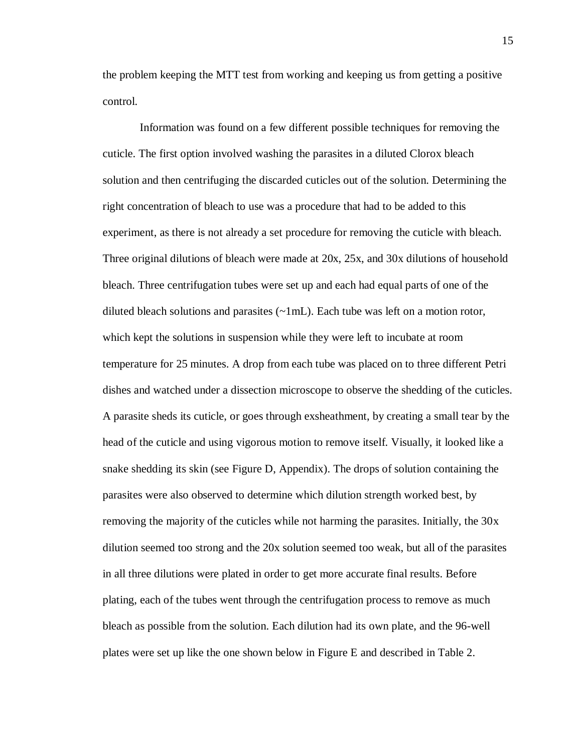the problem keeping the MTT test from working and keeping us from getting a positive control.

Information was found on a few different possible techniques for removing the cuticle. The first option involved washing the parasites in a diluted Clorox bleach solution and then centrifuging the discarded cuticles out of the solution. Determining the right concentration of bleach to use was a procedure that had to be added to this experiment, as there is not already a set procedure for removing the cuticle with bleach. Three original dilutions of bleach were made at 20x, 25x, and 30x dilutions of household bleach. Three centrifugation tubes were set up and each had equal parts of one of the diluted bleach solutions and parasites (~1mL). Each tube was left on a motion rotor, which kept the solutions in suspension while they were left to incubate at room temperature for 25 minutes. A drop from each tube was placed on to three different Petri dishes and watched under a dissection microscope to observe the shedding of the cuticles. A parasite sheds its cuticle, or goes through exsheathment, by creating a small tear by the head of the cuticle and using vigorous motion to remove itself. Visually, it looked like a snake shedding its skin (see Figure D, Appendix). The drops of solution containing the parasites were also observed to determine which dilution strength worked best, by removing the majority of the cuticles while not harming the parasites. Initially, the 30x dilution seemed too strong and the 20x solution seemed too weak, but all of the parasites in all three dilutions were plated in order to get more accurate final results. Before plating, each of the tubes went through the centrifugation process to remove as much bleach as possible from the solution. Each dilution had its own plate, and the 96-well plates were set up like the one shown below in Figure E and described in Table 2.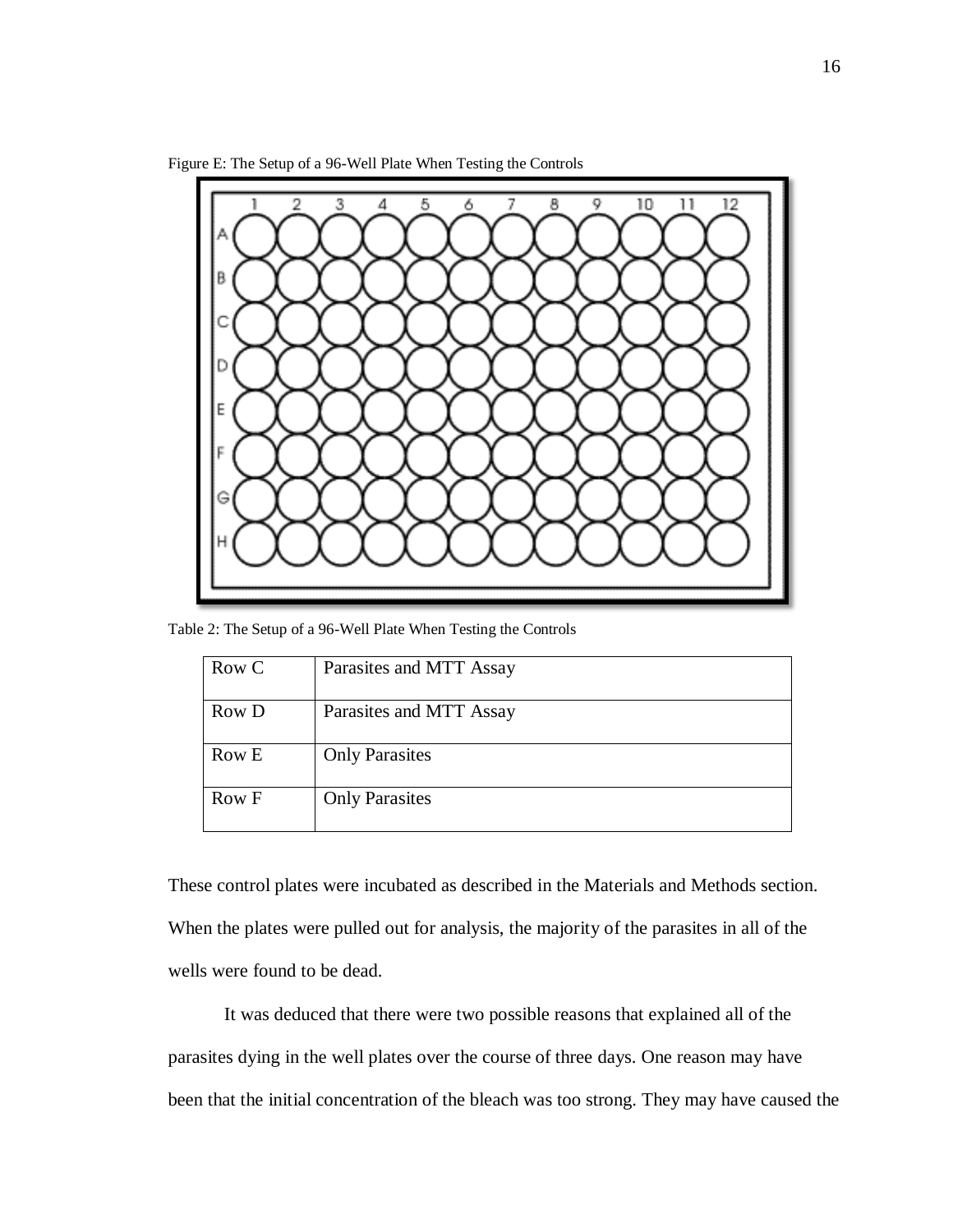Figure E: The Setup of a 96-Well Plate When Testing the Controls

Table 2: The Setup of a 96-Well Plate When Testing the Controls

| Row C | Parasites and MTT Assay |
|---|---|
| Row D | Parasites and MTT Assay |
| Row E | Only Parasites |
| Row F | Only Parasites |

These control plates were incubated as described in the Materials and Methods section. When the plates were pulled out for analysis, the majority of the parasites in all of the wells were found to be dead.

It was deduced that there were two possible reasons that explained all of the parasites dying in the well plates over the course of three days. One reason may have been that the initial concentration of the bleach was too strong. They may have caused the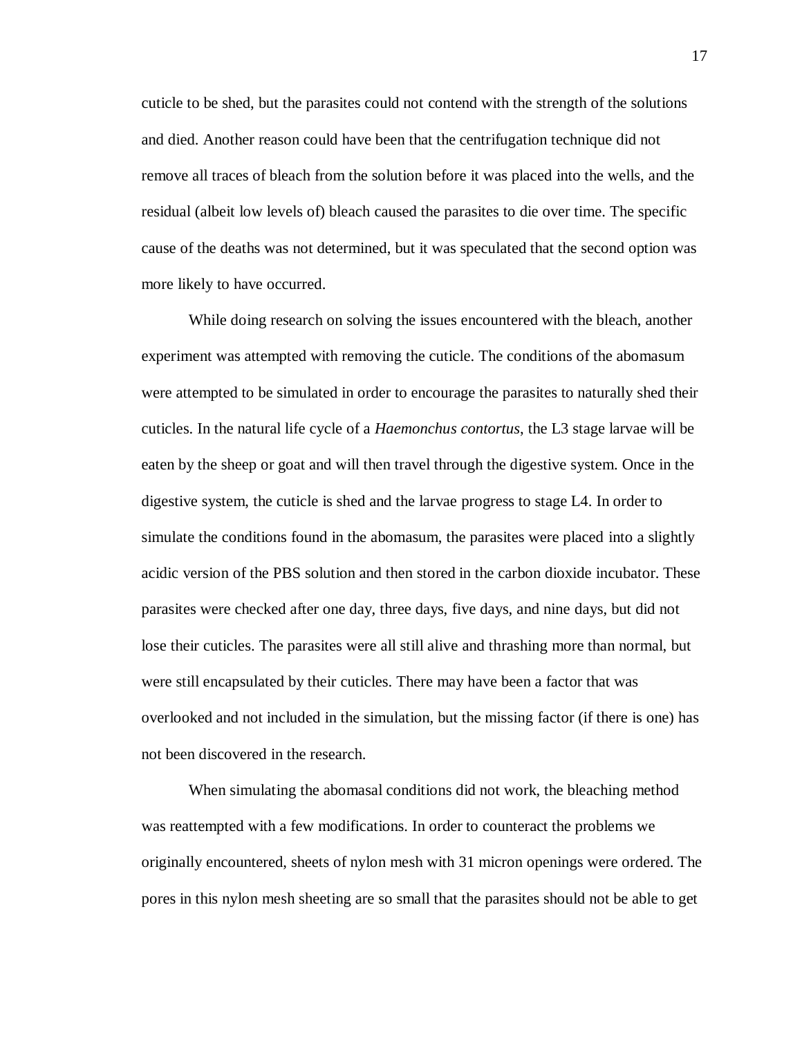cuticle to be shed, but the parasites could not contend with the strength of the solutions and died. Another reason could have been that the centrifugation technique did not remove all traces of bleach from the solution before it was placed into the wells, and the residual (albeit low levels of) bleach caused the parasites to die over time. The specific cause of the deaths was not determined, but it was speculated that the second option was more likely to have occurred.

While doing research on solving the issues encountered with the bleach, another experiment was attempted with removing the cuticle. The conditions of the abomasum were attempted to be simulated in order to encourage the parasites to naturally shed their cuticles. In the natural life cycle of a *Haemonchus contortus*, the L3 stage larvae will be eaten by the sheep or goat and will then travel through the digestive system. Once in the digestive system, the cuticle is shed and the larvae progress to stage L4. In order to simulate the conditions found in the abomasum, the parasites were placed into a slightly acidic version of the PBS solution and then stored in the carbon dioxide incubator. These parasites were checked after one day, three days, five days, and nine days, but did not lose their cuticles. The parasites were all still alive and thrashing more than normal, but were still encapsulated by their cuticles. There may have been a factor that was overlooked and not included in the simulation, but the missing factor (if there is one) has not been discovered in the research.

When simulating the abomasal conditions did not work, the bleaching method was reattempted with a few modifications. In order to counteract the problems we originally encountered, sheets of nylon mesh with 31 micron openings were ordered. The pores in this nylon mesh sheeting are so small that the parasites should not be able to get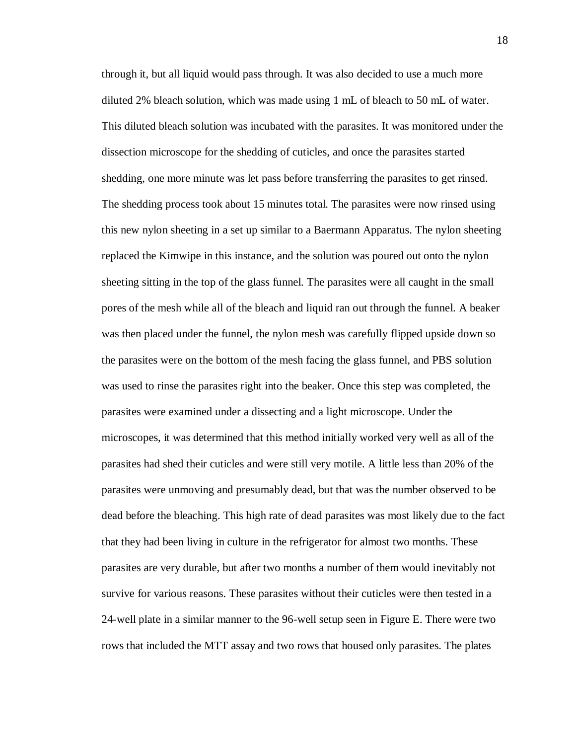through it, but all liquid would pass through. It was also decided to use a much more diluted 2% bleach solution, which was made using 1 mL of bleach to 50 mL of water. This diluted bleach solution was incubated with the parasites. It was monitored under the dissection microscope for the shedding of cuticles, and once the parasites started shedding, one more minute was let pass before transferring the parasites to get rinsed. The shedding process took about 15 minutes total. The parasites were now rinsed using this new nylon sheeting in a set up similar to a Baermann Apparatus. The nylon sheeting replaced the Kimwipe in this instance, and the solution was poured out onto the nylon sheeting sitting in the top of the glass funnel. The parasites were all caught in the small pores of the mesh while all of the bleach and liquid ran out through the funnel. A beaker was then placed under the funnel, the nylon mesh was carefully flipped upside down so the parasites were on the bottom of the mesh facing the glass funnel, and PBS solution was used to rinse the parasites right into the beaker. Once this step was completed, the parasites were examined under a dissecting and a light microscope. Under the microscopes, it was determined that this method initially worked very well as all of the parasites had shed their cuticles and were still very motile. A little less than 20% of the parasites were unmoving and presumably dead, but that was the number observed to be dead before the bleaching. This high rate of dead parasites was most likely due to the fact that they had been living in culture in the refrigerator for almost two months. These parasites are very durable, but after two months a number of them would inevitably not survive for various reasons. These parasites without their cuticles were then tested in a 24-well plate in a similar manner to the 96-well setup seen in Figure E. There were two rows that included the MTT assay and two rows that housed only parasites. The plates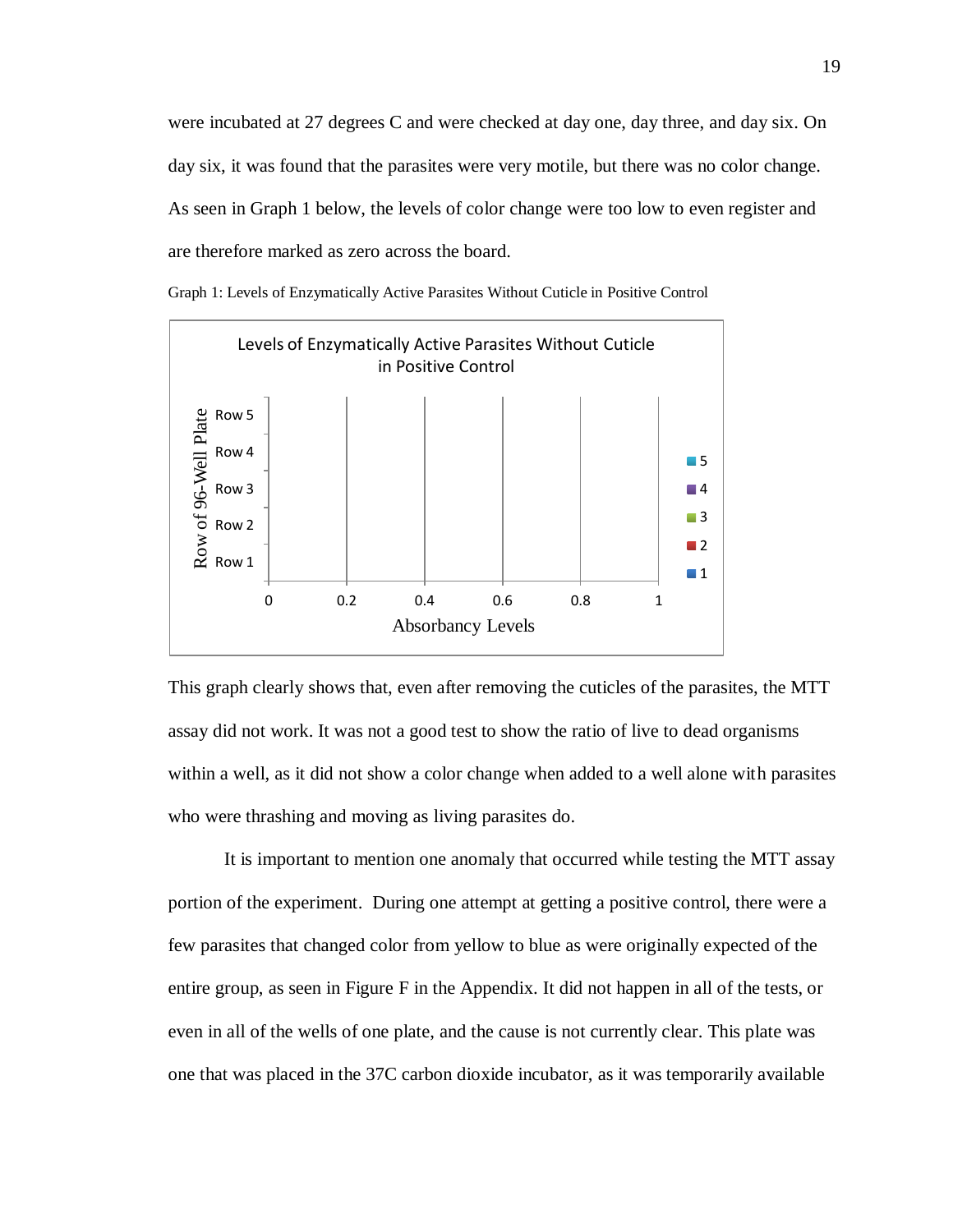were incubated at 27 degrees C and were checked at day one, day three, and day six. On day six, it was found that the parasites were very motile, but there was no color change. As seen in Graph 1 below, the levels of color change were too low to even register and are therefore marked as zero across the board.

Graph 1: Levels of Enzymatically Active Parasites Without Cuticle in Positive Control

This graph clearly shows that, even after removing the cuticles of the parasites, the MTT assay did not work. It was not a good test to show the ratio of live to dead organisms within a well, as it did not show a color change when added to a well alone with parasites who were thrashing and moving as living parasites do.

It is important to mention one anomaly that occurred while testing the MTT assay portion of the experiment. During one attempt at getting a positive control, there were a few parasites that changed color from yellow to blue as were originally expected of the entire group, as seen in Figure F in the Appendix. It did not happen in all of the tests, or even in all of the wells of one plate, and the cause is not currently clear. This plate was one that was placed in the 37C carbon dioxide incubator, as it was temporarily available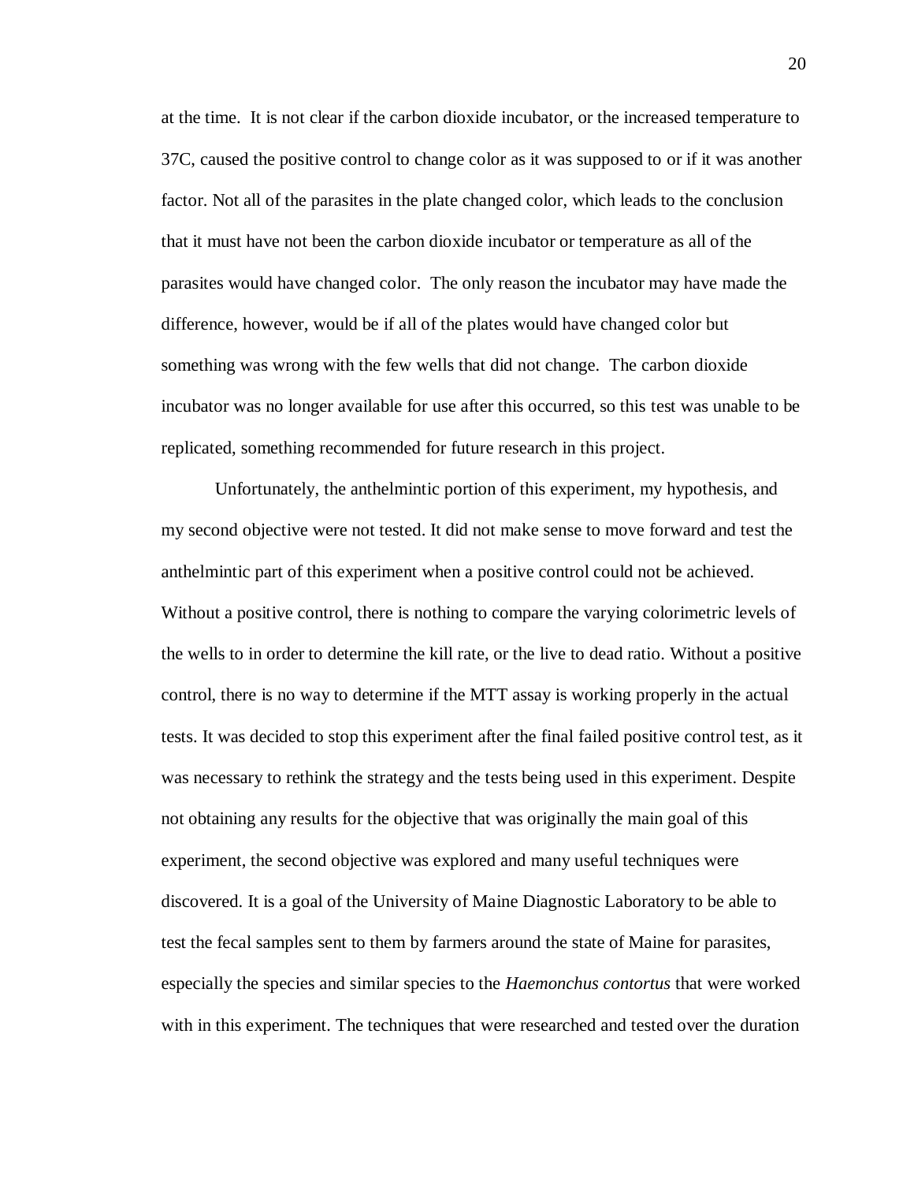at the time. It is not clear if the carbon dioxide incubator, or the increased temperature to 37C, caused the positive control to change color as it was supposed to or if it was another factor. Not all of the parasites in the plate changed color, which leads to the conclusion that it must have not been the carbon dioxide incubator or temperature as all of the parasites would have changed color. The only reason the incubator may have made the difference, however, would be if all of the plates would have changed color but something was wrong with the few wells that did not change. The carbon dioxide incubator was no longer available for use after this occurred, so this test was unable to be replicated, something recommended for future research in this project.

Unfortunately, the anthelmintic portion of this experiment, my hypothesis, and my second objective were not tested. It did not make sense to move forward and test the anthelmintic part of this experiment when a positive control could not be achieved. Without a positive control, there is nothing to compare the varying colorimetric levels of the wells to in order to determine the kill rate, or the live to dead ratio. Without a positive control, there is no way to determine if the MTT assay is working properly in the actual tests. It was decided to stop this experiment after the final failed positive control test, as it was necessary to rethink the strategy and the tests being used in this experiment. Despite not obtaining any results for the objective that was originally the main goal of this experiment, the second objective was explored and many useful techniques were discovered. It is a goal of the University of Maine Diagnostic Laboratory to be able to test the fecal samples sent to them by farmers around the state of Maine for parasites, especially the species and similar species to the *Haemonchus contortus* that were worked with in this experiment. The techniques that were researched and tested over the duration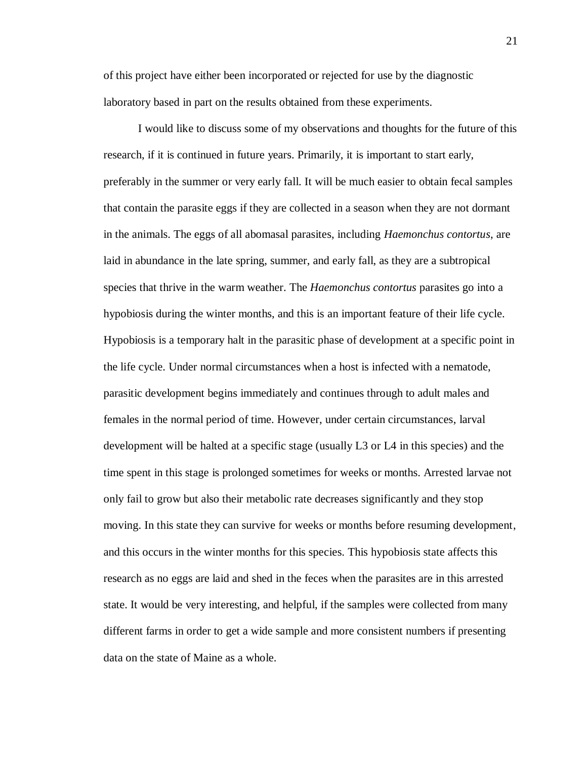of this project have either been incorporated or rejected for use by the diagnostic laboratory based in part on the results obtained from these experiments.

I would like to discuss some of my observations and thoughts for the future of this research, if it is continued in future years. Primarily, it is important to start early, preferably in the summer or very early fall. It will be much easier to obtain fecal samples that contain the parasite eggs if they are collected in a season when they are not dormant in the animals. The eggs of all abomasal parasites, including *Haemonchus contortus*, are laid in abundance in the late spring, summer, and early fall, as they are a subtropical species that thrive in the warm weather. The *Haemonchus contortus* parasites go into a hypobiosis during the winter months, and this is an important feature of their life cycle. Hypobiosis is a temporary halt in the parasitic phase of development at a specific point in the life cycle. Under normal circumstances when a host is infected with a nematode, parasitic development begins immediately and continues through to adult males and females in the normal period of time. However, under certain circumstances, larval development will be halted at a specific stage (usually L3 or L4 in this species) and the time spent in this stage is prolonged sometimes for weeks or months. Arrested larvae not only fail to grow but also their metabolic rate decreases significantly and they stop moving. In this state they can survive for weeks or months before resuming development, and this occurs in the winter months for this species. This hypobiosis state affects this research as no eggs are laid and shed in the feces when the parasites are in this arrested state. It would be very interesting, and helpful, if the samples were collected from many different farms in order to get a wide sample and more consistent numbers if presenting data on the state of Maine as a whole.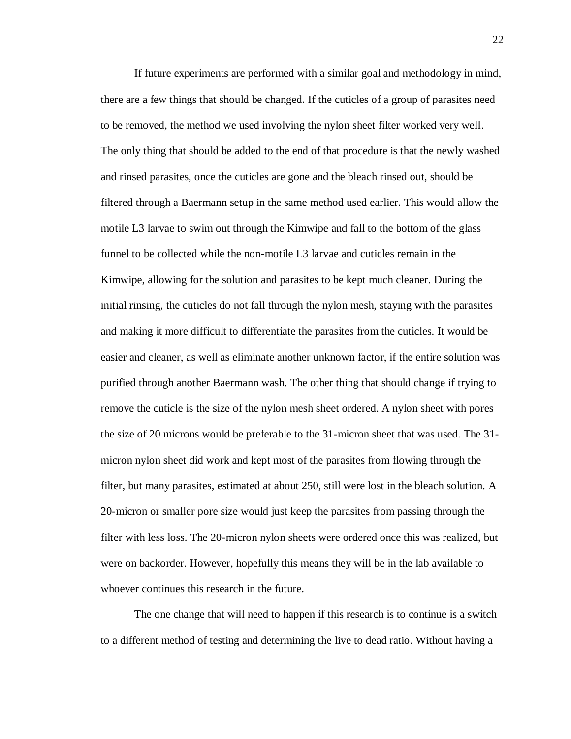If future experiments are performed with a similar goal and methodology in mind, there are a few things that should be changed. If the cuticles of a group of parasites need to be removed, the method we used involving the nylon sheet filter worked very well. The only thing that should be added to the end of that procedure is that the newly washed and rinsed parasites, once the cuticles are gone and the bleach rinsed out, should be filtered through a Baermann setup in the same method used earlier. This would allow the motile L3 larvae to swim out through the Kimwipe and fall to the bottom of the glass funnel to be collected while the non-motile L3 larvae and cuticles remain in the Kimwipe, allowing for the solution and parasites to be kept much cleaner. During the initial rinsing, the cuticles do not fall through the nylon mesh, staying with the parasites and making it more difficult to differentiate the parasites from the cuticles. It would be easier and cleaner, as well as eliminate another unknown factor, if the entire solution was purified through another Baermann wash. The other thing that should change if trying to remove the cuticle is the size of the nylon mesh sheet ordered. A nylon sheet with pores the size of 20 microns would be preferable to the 31-micron sheet that was used. The 31-micron nylon sheet did work and kept most of the parasites from flowing through the filter, but many parasites, estimated at about 250, still were lost in the bleach solution. A 20-micron or smaller pore size would just keep the parasites from passing through the filter with less loss. The 20-micron nylon sheets were ordered once this was realized, but were on backorder. However, hopefully this means they will be in the lab available to whoever continues this research in the future.

The one change that will need to happen if this research is to continue is a switch to a different method of testing and determining the live to dead ratio. Without having a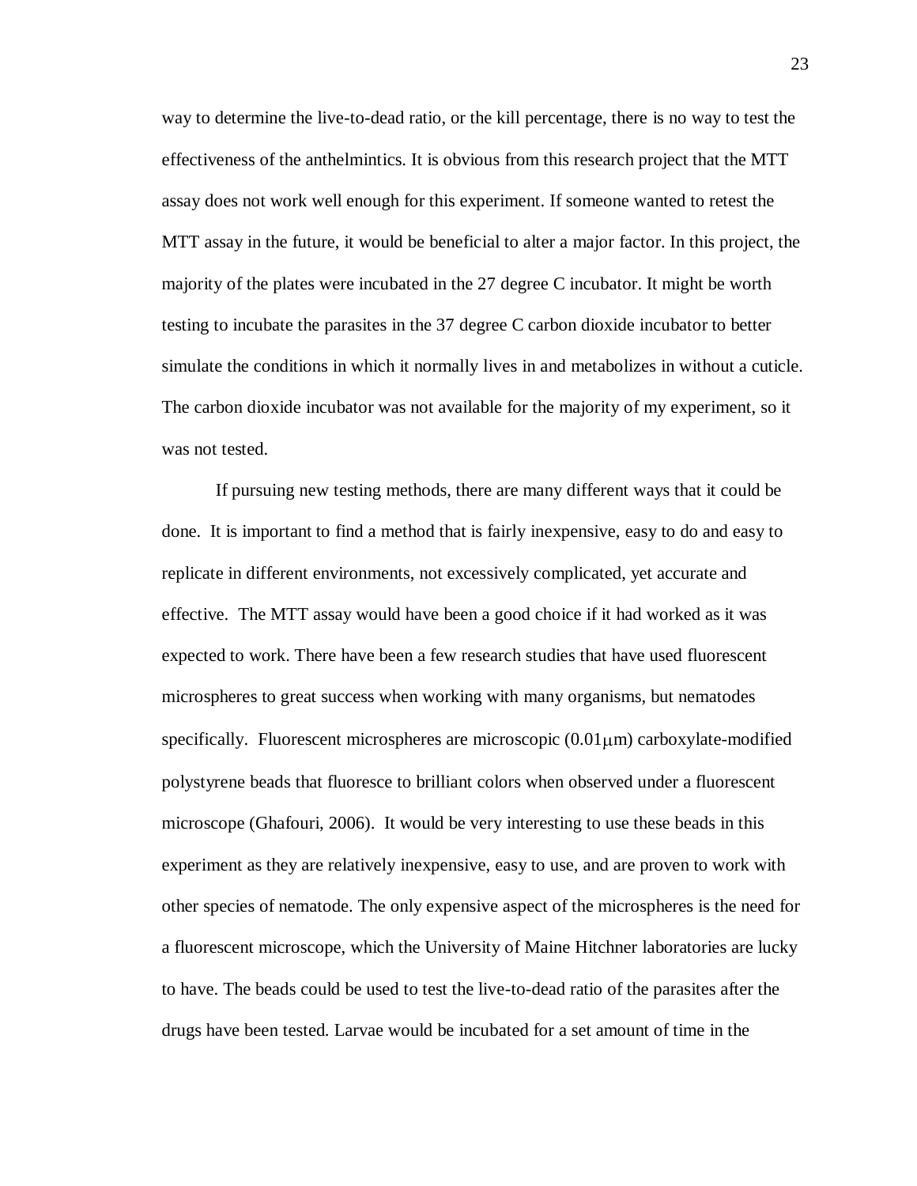way to determine the live-to-dead ratio, or the kill percentage, there is no way to test the effectiveness of the anthelmintics. It is obvious from this research project that the MTT assay does not work well enough for this experiment. If someone wanted to retest the MTT assay in the future, it would be beneficial to alter a major factor. In this project, the majority of the plates were incubated in the 27 degree C incubator. It might be worth testing to incubate the parasites in the 37 degree C carbon dioxide incubator to better simulate the conditions in which it normally lives in and metabolizes in without a cuticle. The carbon dioxide incubator was not available for the majority of my experiment, so it was not tested.

If pursuing new testing methods, there are many different ways that it could be done. It is important to find a method that is fairly inexpensive, easy to do and easy to replicate in different environments, not excessively complicated, yet accurate and effective. The MTT assay would have been a good choice if it had worked as it was expected to work. There have been a few research studies that have used fluorescent microspheres to great success when working with many organisms, but nematodes specifically. Fluorescent microspheres are microscopic (0.01$\mu$m) carboxylate-modified polystyrene beads that fluoresce to brilliant colors when observed under a fluorescent microscope (Ghafouri, 2006). It would be very interesting to use these beads in this experiment as they are relatively inexpensive, easy to use, and are proven to work with other species of nematode. The only expensive aspect of the microspheres is the need for a fluorescent microscope, which the University of Maine Hitchner laboratories are lucky to have. The beads could be used to test the live-to-dead ratio of the parasites after the drugs have been tested. Larvae would be incubated for a set amount of time in the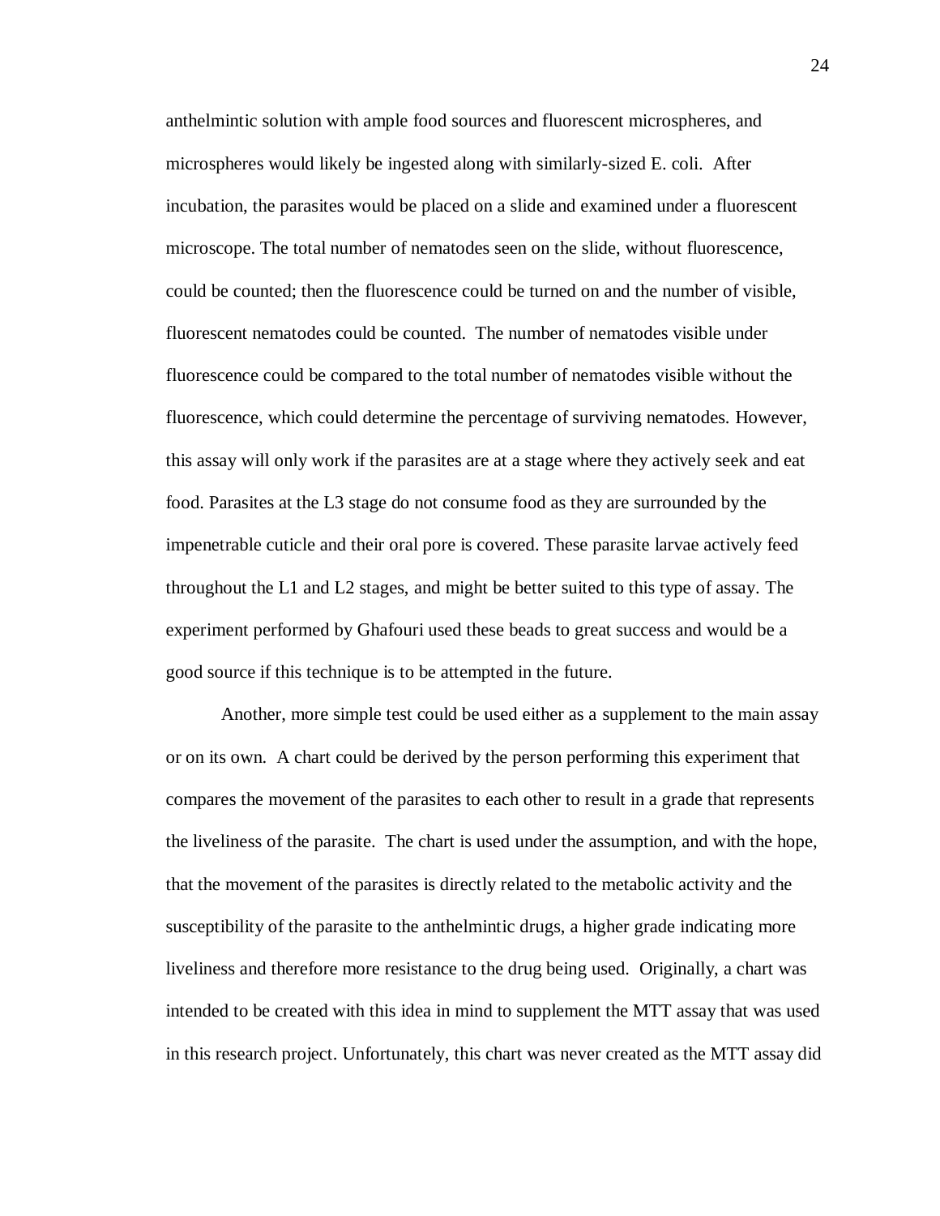anthelmintic solution with ample food sources and fluorescent microspheres, and microspheres would likely be ingested along with similarly-sized E. coli. After incubation, the parasites would be placed on a slide and examined under a fluorescent microscope. The total number of nematodes seen on the slide, without fluorescence, could be counted; then the fluorescence could be turned on and the number of visible, fluorescent nematodes could be counted. The number of nematodes visible under fluorescence could be compared to the total number of nematodes visible without the fluorescence, which could determine the percentage of surviving nematodes. However, this assay will only work if the parasites are at a stage where they actively seek and eat food. Parasites at the L3 stage do not consume food as they are surrounded by the impenetrable cuticle and their oral pore is covered. These parasite larvae actively feed throughout the L1 and L2 stages, and might be better suited to this type of assay. The experiment performed by Ghafouri used these beads to great success and would be a good source if this technique is to be attempted in the future.

Another, more simple test could be used either as a supplement to the main assay or on its own. A chart could be derived by the person performing this experiment that compares the movement of the parasites to each other to result in a grade that represents the liveliness of the parasite. The chart is used under the assumption, and with the hope, that the movement of the parasites is directly related to the metabolic activity and the susceptibility of the parasite to the anthelmintic drugs, a higher grade indicating more liveliness and therefore more resistance to the drug being used. Originally, a chart was intended to be created with this idea in mind to supplement the MTT assay that was used in this research project. Unfortunately, this chart was never created as the MTT assay did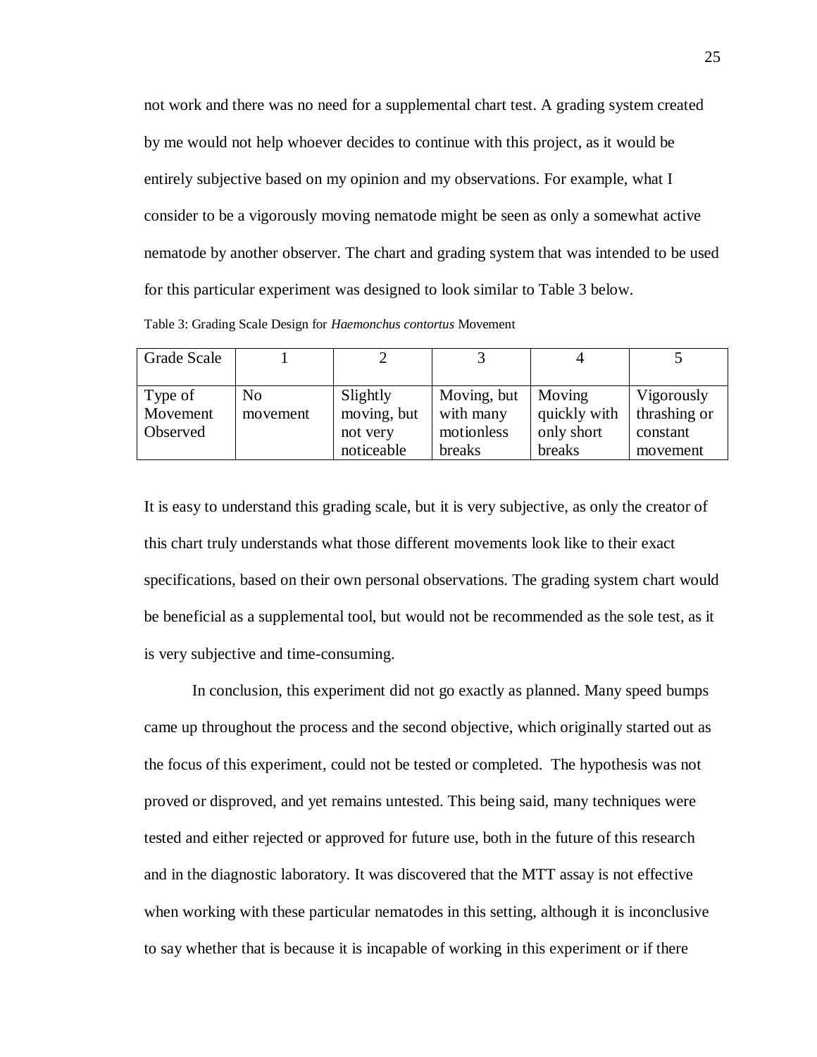not work and there was no need for a supplemental chart test. A grading system created by me would not help whoever decides to continue with this project, as it would be entirely subjective based on my opinion and my observations. For example, what I consider to be a vigorously moving nematode might be seen as only a somewhat active nematode by another observer. The chart and grading system that was intended to be used for this particular experiment was designed to look similar to Table 3 below.

Table 3: Grading Scale Design for *Haemonchus contortus* Movement

| Grade Scale | 1 | 2 | 3 | 4 | 5 |
|---|---|---|---|---|---|
| Type of Movement Observed | No movement | Slightly moving, but not very noticeable | Moving, but with many motionless breaks | Moving quickly with only short breaks | Vigorously thrashing or constant movement |

It is easy to understand this grading scale, but it is very subjective, as only the creator of this chart truly understands what those different movements look like to their exact specifications, based on their own personal observations. The grading system chart would be beneficial as a supplemental tool, but would not be recommended as the sole test, as it is very subjective and time-consuming.

In conclusion, this experiment did not go exactly as planned. Many speed bumps came up throughout the process and the second objective, which originally started out as the focus of this experiment, could not be tested or completed. The hypothesis was not proved or disproved, and yet remains untested. This being said, many techniques were tested and either rejected or approved for future use, both in the future of this research and in the diagnostic laboratory. It was discovered that the MTT assay is not effective when working with these particular nematodes in this setting, although it is inconclusive to say whether that is because it is incapable of working in this experiment or if there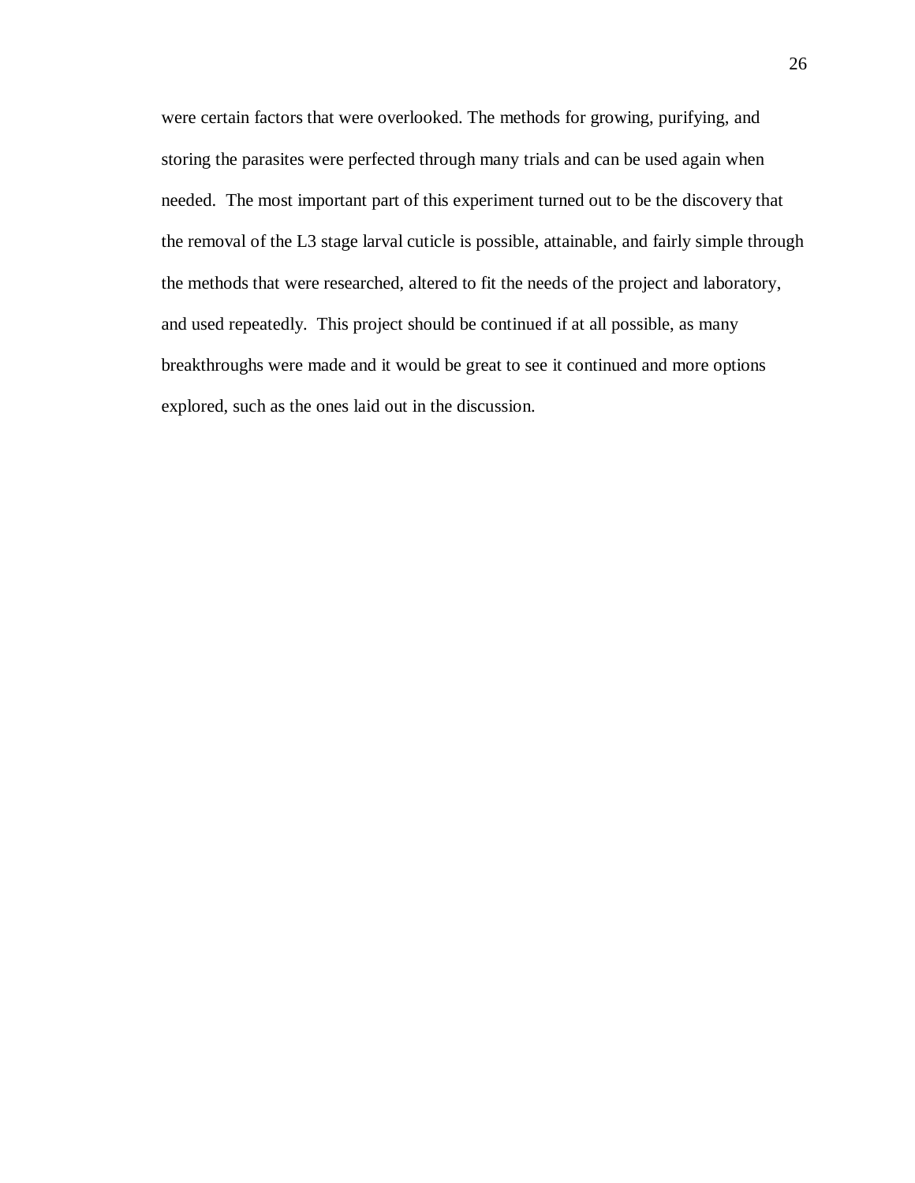were certain factors that were overlooked. The methods for growing, purifying, and storing the parasites were perfected through many trials and can be used again when needed. The most important part of this experiment turned out to be the discovery that the removal of the L3 stage larval cuticle is possible, attainable, and fairly simple through the methods that were researched, altered to fit the needs of the project and laboratory, and used repeatedly. This project should be continued if at all possible, as many breakthroughs were made and it would be great to see it continued and more options explored, such as the ones laid out in the discussion.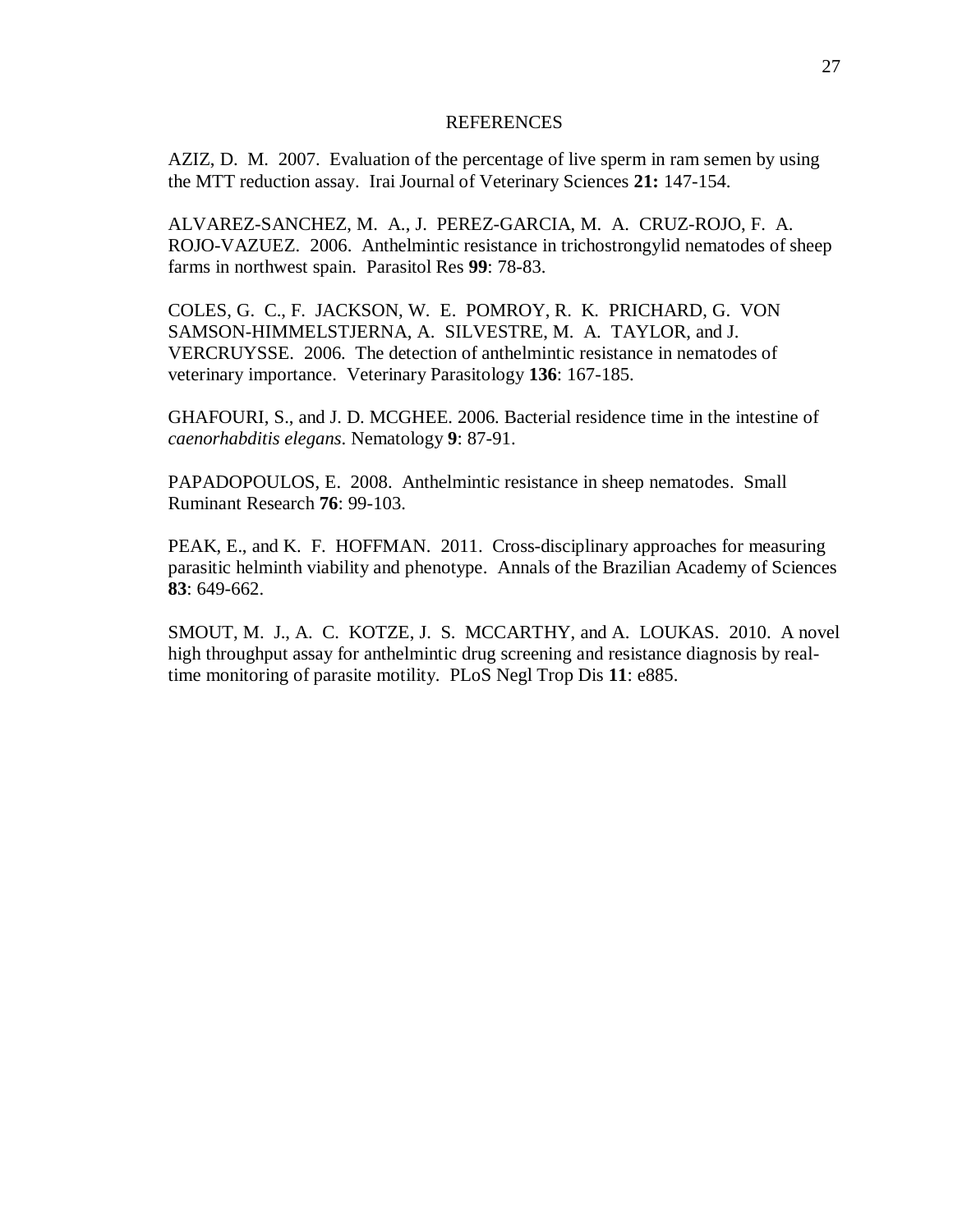# REFERENCES

AZIZ, D. M. 2007. Evaluation of the percentage of live sperm in ram semen by using the MTT reduction assay. Irai Journal of Veterinary Sciences **21:** 147-154.

ALVAREZ-SANCHEZ, M. A., J. PEREZ-GARCIA, M. A. CRUZ-ROJO, F. A. ROJO-VAZUEZ. 2006. Anthelmintic resistance in trichostrongylid nematodes of sheep farms in northwest spain. Parasitol Res **99**: 78-83.

COLES, G. C., F. JACKSON, W. E. POMROY, R. K. PRICHARD, G. VON SAMSON-HIMMELSTJERNA, A. SILVESTRE, M. A. TAYLOR, and J. VERCRUYSSE. 2006. The detection of anthelmintic resistance in nematodes of veterinary importance. Veterinary Parasitology **136**: 167-185.

GHAFOURI, S., and J. D. MCGHEE. 2006. Bacterial residence time in the intestine of *caenorhabditis elegans*. Nematology **9**: 87-91.

PAPADOPOULOS, E. 2008. Anthelmintic resistance in sheep nematodes. Small Ruminant Research **76**: 99-103.

PEAK, E., and K. F. HOFFMAN. 2011. Cross-disciplinary approaches for measuring parasitic helminth viability and phenotype. Annals of the Brazilian Academy of Sciences **83**: 649-662.

SMOUT, M. J., A. C. KOTZE, J. S. MCCARTHY, and A. LOUKAS. 2010. A novel high throughput assay for anthelmintic drug screening and resistance diagnosis by real-time monitoring of parasite motility. PLoS Negl Trop Dis **11**: e885.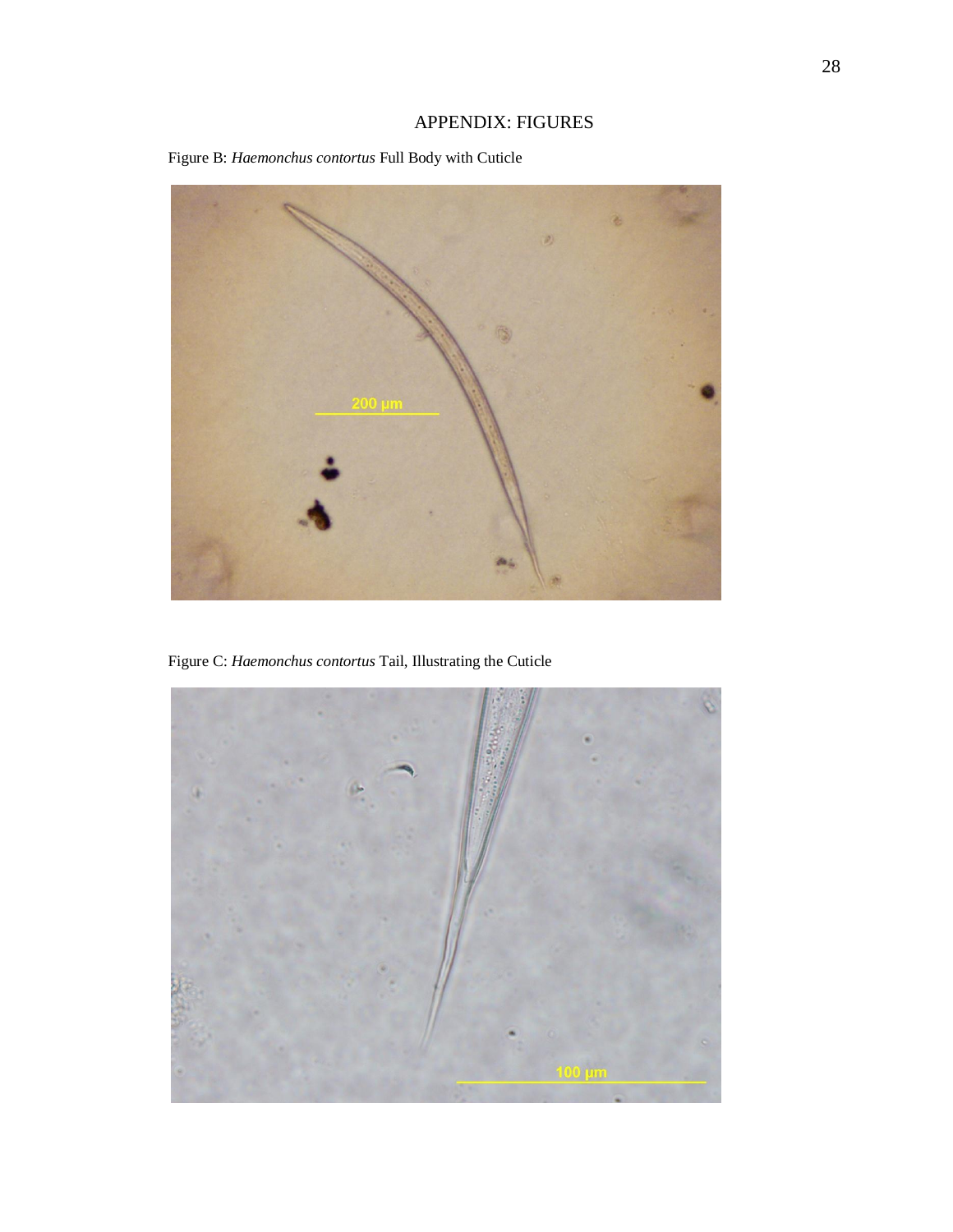# APPENDIX: FIGURES

Figure B: *Haemonchus contortus* Full Body with Cuticle

Figure C: *Haemonchus contortus* Tail, Illustrating the Cuticle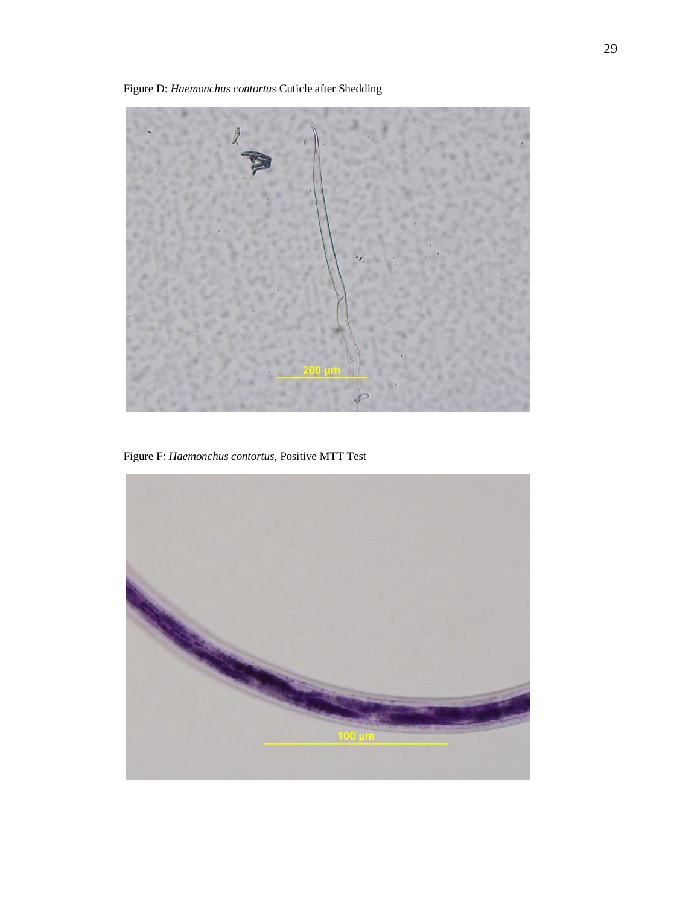Figure D: *Haemonchus contortus* Cuticle after Shedding

Figure F: *Haemonchus contortus*, Positive MTT Test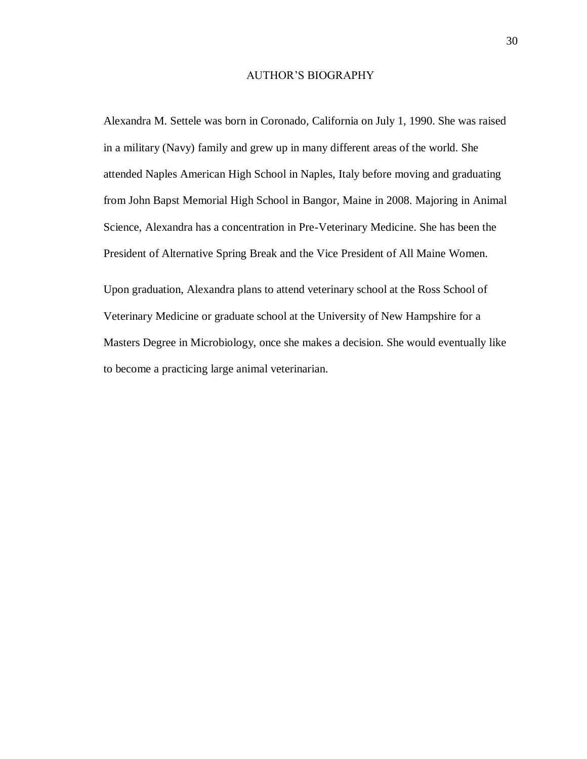# AUTHOR'S BIOGRAPHY

Alexandra M. Settele was born in Coronado, California on July 1, 1990. She was raised in a military (Navy) family and grew up in many different areas of the world. She attended Naples American High School in Naples, Italy before moving and graduating from John Bapst Memorial High School in Bangor, Maine in 2008. Majoring in Animal Science, Alexandra has a concentration in Pre-Veterinary Medicine. She has been the President of Alternative Spring Break and the Vice President of All Maine Women.

Upon graduation, Alexandra plans to attend veterinary school at the Ross School of Veterinary Medicine or graduate school at the University of New Hampshire for a Masters Degree in Microbiology, once she makes a decision. She would eventually like to become a practicing large animal veterinarian.